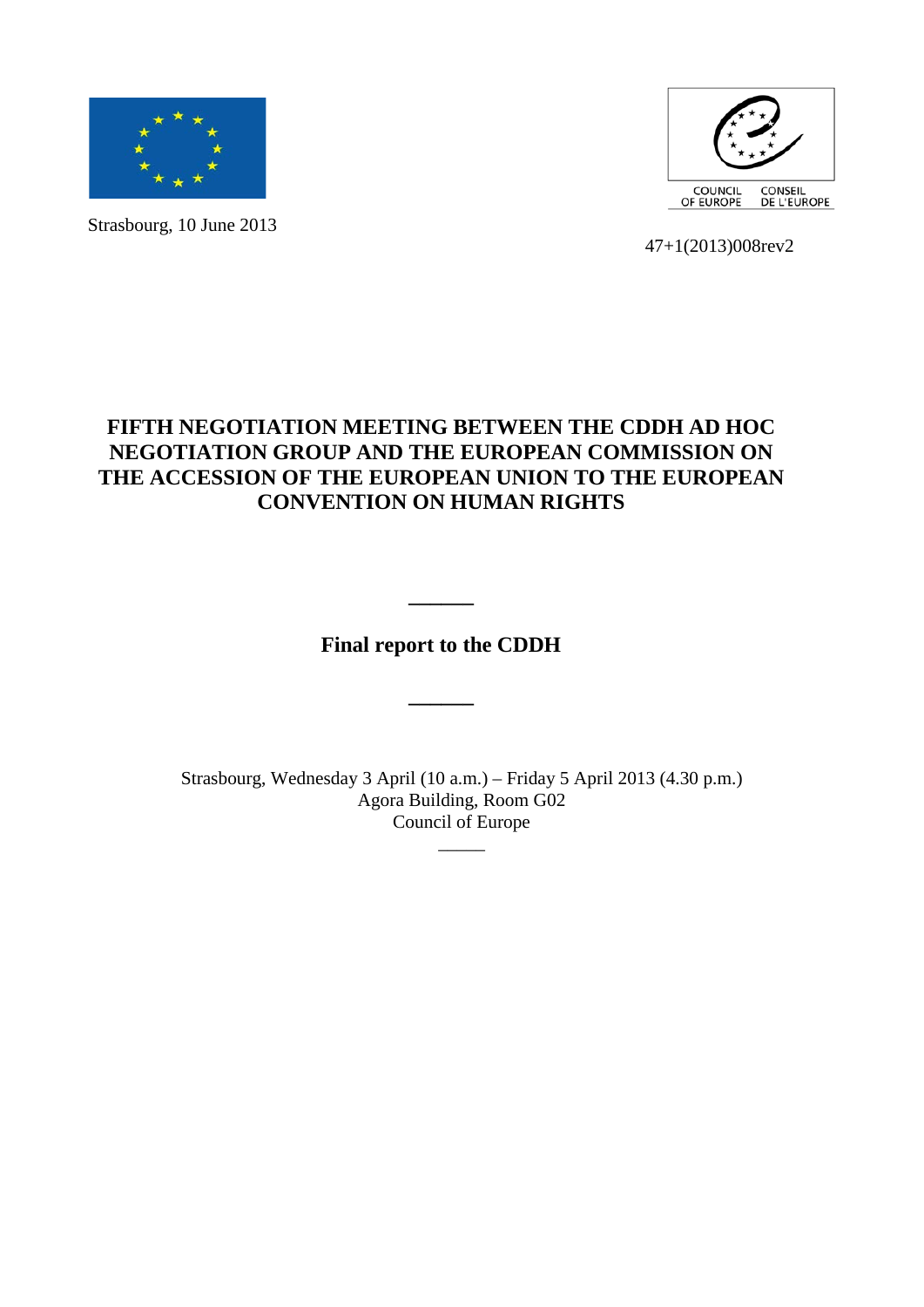Strasbourg, 10 June 2013

COUNCIL OF EUROPE CONSEIL DE L'EUROPE

47+1(2013)008rev2

# FIFTH NEGOTIATION MEETING BETWEEN THE CDDH AD HOC NEGOTIATION GROUP AND THE EUROPEAN COMMISSION ON THE ACCESSION OF THE EUROPEAN UNION TO THE EUROPEAN CONVENTION ON HUMAN RIGHTS

---

## Final report to the CDDH

---

Strasbourg, Wednesday 3 April (10 a.m.) – Friday 5 April 2013 (4.30 p.m.)
Agora Building, Room G02
Council of Europe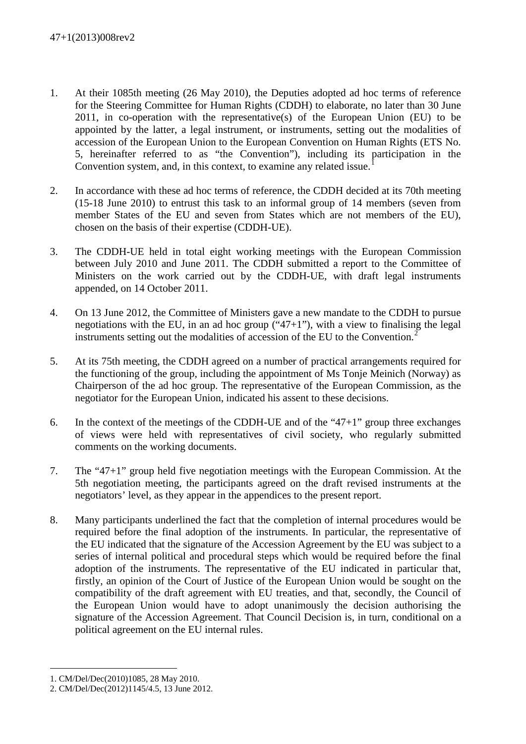1. At their 1085th meeting (26 May 2010), the Deputies adopted ad hoc terms of reference for the Steering Committee for Human Rights (CDDH) to elaborate, no later than 30 June 2011, in co-operation with the representative(s) of the European Union (EU) to be appointed by the latter, a legal instrument, or instruments, setting out the modalities of accession of the European Union to the European Convention on Human Rights (ETS No. 5, hereinafter referred to as "the Convention"), including its participation in the Convention system, and, in this context, to examine any related issue.[1]

2. In accordance with these ad hoc terms of reference, the CDDH decided at its 70th meeting (15-18 June 2010) to entrust this task to an informal group of 14 members (seven from member States of the EU and seven from States which are not members of the EU), chosen on the basis of their expertise (CDDH-UE).

3. The CDDH-UE held in total eight working meetings with the European Commission between July 2010 and June 2011. The CDDH submitted a report to the Committee of Ministers on the work carried out by the CDDH-UE, with draft legal instruments appended, on 14 October 2011.

4. On 13 June 2012, the Committee of Ministers gave a new mandate to the CDDH to pursue negotiations with the EU, in an ad hoc group ("47+1"), with a view to finalising the legal instruments setting out the modalities of accession of the EU to the Convention.[2]

5. At its 75th meeting, the CDDH agreed on a number of practical arrangements required for the functioning of the group, including the appointment of Ms Tonje Meinich (Norway) as Chairperson of the ad hoc group. The representative of the European Commission, as the negotiator for the European Union, indicated his assent to these decisions.

6. In the context of the meetings of the CDDH-UE and of the "47+1" group three exchanges of views were held with representatives of civil society, who regularly submitted comments on the working documents.

7. The "47+1" group held five negotiation meetings with the European Commission. At the 5th negotiation meeting, the participants agreed on the draft revised instruments at the negotiators' level, as they appear in the appendices to the present report.

8. Many participants underlined the fact that the completion of internal procedures would be required before the final adoption of the instruments. In particular, the representative of the EU indicated that the signature of the Accession Agreement by the EU was subject to a series of internal political and procedural steps which would be required before the final adoption of the instruments. The representative of the EU indicated in particular that, firstly, an opinion of the Court of Justice of the European Union would be sought on the compatibility of the draft agreement with EU treaties, and that, secondly, the Council of the European Union would have to adopt unanimously the decision authorising the signature of the Accession Agreement. That Council Decision is, in turn, conditional on a political agreement on the EU internal rules.

---

1. CM/Del/Dec(2010)1085, 28 May 2010.
2. CM/Del/Dec(2012)1145/4.5, 13 June 2012.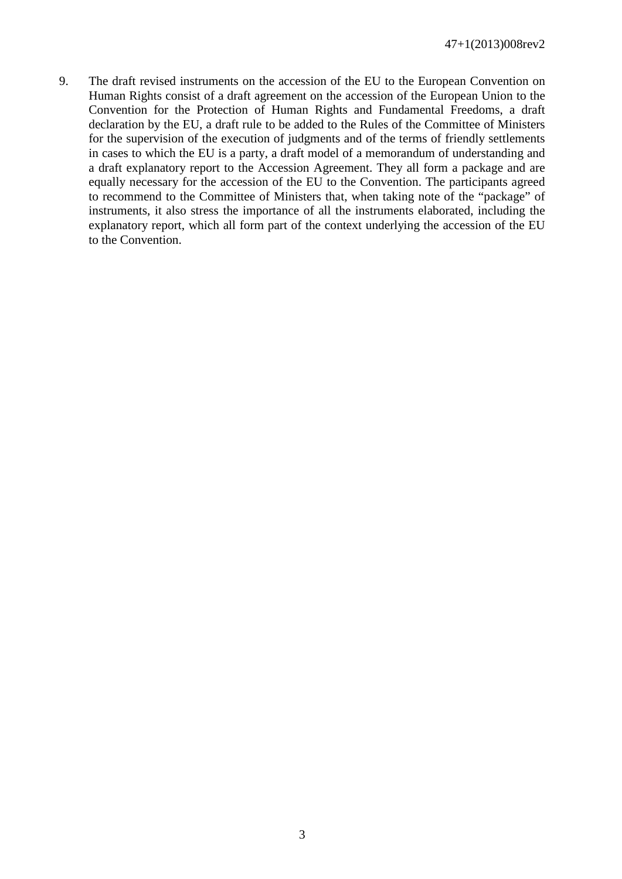9. The draft revised instruments on the accession of the EU to the European Convention on Human Rights consist of a draft agreement on the accession of the European Union to the Convention for the Protection of Human Rights and Fundamental Freedoms, a draft declaration by the EU, a draft rule to be added to the Rules of the Committee of Ministers for the supervision of the execution of judgments and of the terms of friendly settlements in cases to which the EU is a party, a draft model of a memorandum of understanding and a draft explanatory report to the Accession Agreement. They all form a package and are equally necessary for the accession of the EU to the Convention. The participants agreed to recommend to the Committee of Ministers that, when taking note of the "package" of instruments, it also stress the importance of all the instruments elaborated, including the explanatory report, which all form part of the context underlying the accession of the EU to the Convention.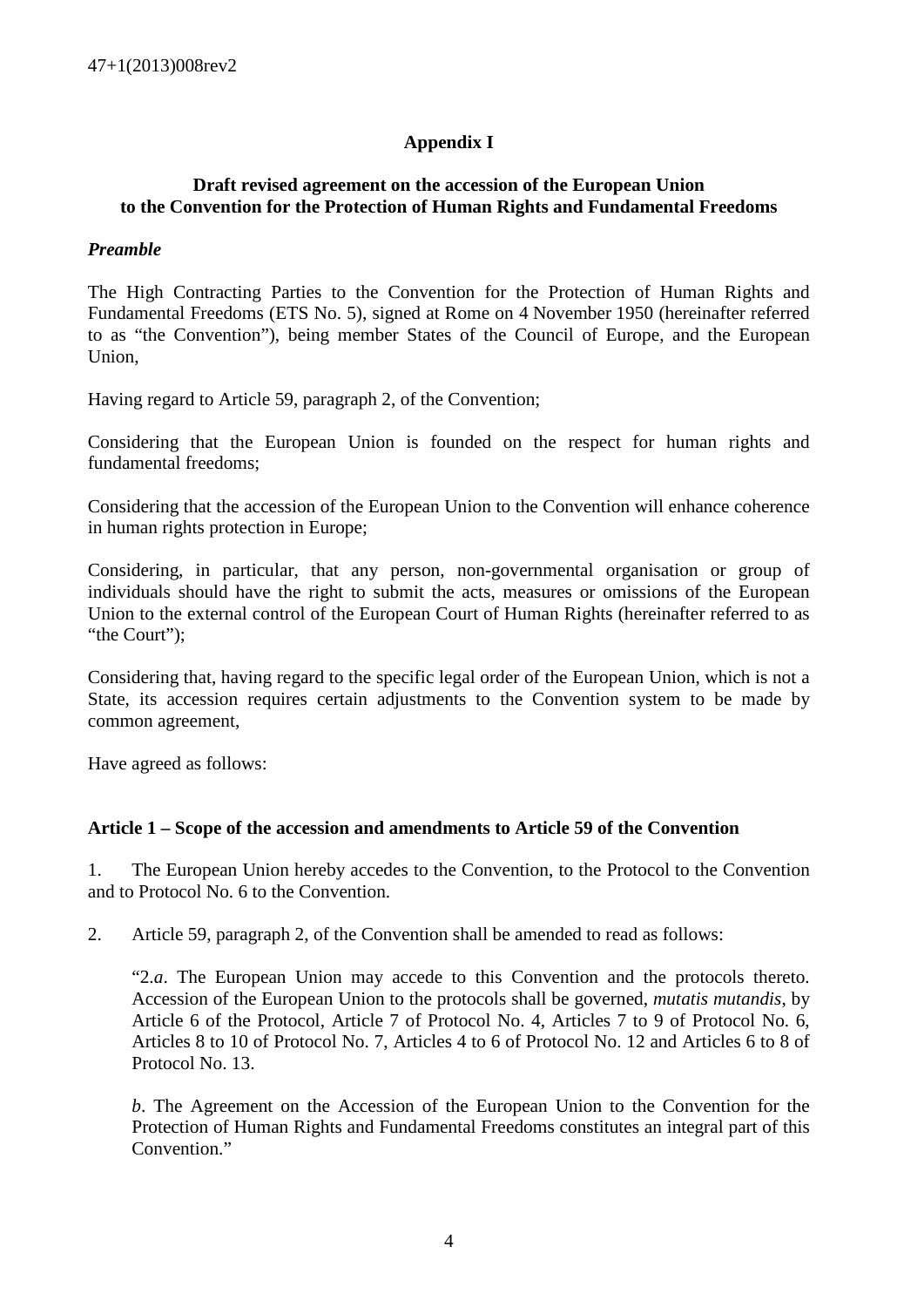## Appendix I

### Draft revised agreement on the accession of the European Union to the Convention for the Protection of Human Rights and Fundamental Freedoms

***Preamble***

The High Contracting Parties to the Convention for the Protection of Human Rights and Fundamental Freedoms (ETS No. 5), signed at Rome on 4 November 1950 (hereinafter referred to as "the Convention"), being member States of the Council of Europe, and the European Union,

Having regard to Article 59, paragraph 2, of the Convention;

Considering that the European Union is founded on the respect for human rights and fundamental freedoms;

Considering that the accession of the European Union to the Convention will enhance coherence in human rights protection in Europe;

Considering, in particular, that any person, non-governmental organisation or group of individuals should have the right to submit the acts, measures or omissions of the European Union to the external control of the European Court of Human Rights (hereinafter referred to as "the Court");

Considering that, having regard to the specific legal order of the European Union, which is not a State, its accession requires certain adjustments to the Convention system to be made by common agreement,

Have agreed as follows:

#### Article 1 – Scope of the accession and amendments to Article 59 of the Convention

1. The European Union hereby accedes to the Convention, to the Protocol to the Convention and to Protocol No. 6 to the Convention.

2. Article 59, paragraph 2, of the Convention shall be amended to read as follows:

   "2.*a*. The European Union may accede to this Convention and the protocols thereto. Accession of the European Union to the protocols shall be governed, *mutatis mutandis*, by Article 6 of the Protocol, Article 7 of Protocol No. 4, Articles 7 to 9 of Protocol No. 6, Articles 8 to 10 of Protocol No. 7, Articles 4 to 6 of Protocol No. 12 and Articles 6 to 8 of Protocol No. 13.

   *b*. The Agreement on the Accession of the European Union to the Convention for the Protection of Human Rights and Fundamental Freedoms constitutes an integral part of this Convention."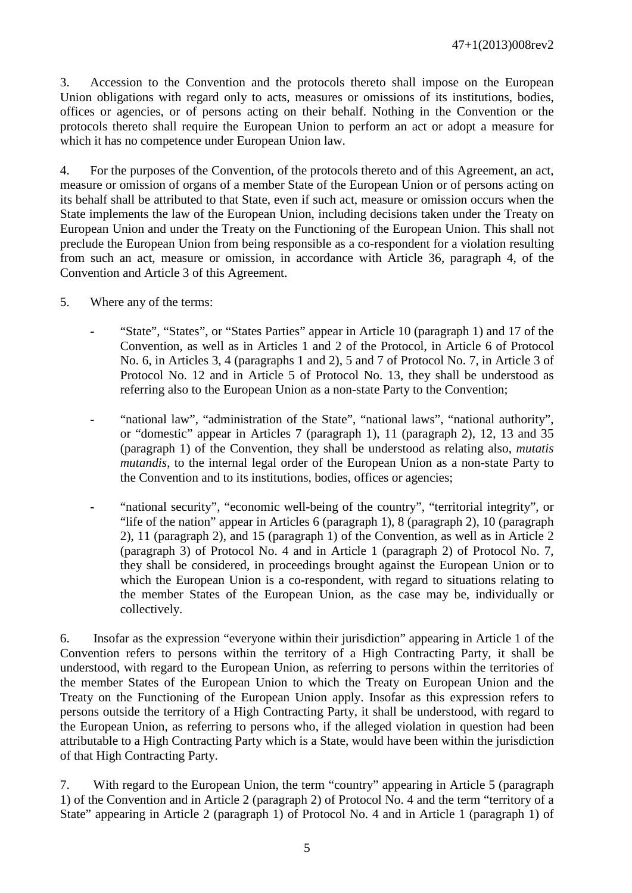3. Accession to the Convention and the protocols thereto shall impose on the European Union obligations with regard only to acts, measures or omissions of its institutions, bodies, offices or agencies, or of persons acting on their behalf. Nothing in the Convention or the protocols thereto shall require the European Union to perform an act or adopt a measure for which it has no competence under European Union law.

4. For the purposes of the Convention, of the protocols thereto and of this Agreement, an act, measure or omission of organs of a member State of the European Union or of persons acting on its behalf shall be attributed to that State, even if such act, measure or omission occurs when the State implements the law of the European Union, including decisions taken under the Treaty on European Union and under the Treaty on the Functioning of the European Union. This shall not preclude the European Union from being responsible as a co-respondent for a violation resulting from such an act, measure or omission, in accordance with Article 36, paragraph 4, of the Convention and Article 3 of this Agreement.

5. Where any of the terms:

- "State", "States", or "States Parties" appear in Article 10 (paragraph 1) and 17 of the Convention, as well as in Articles 1 and 2 of the Protocol, in Article 6 of Protocol No. 6, in Articles 3, 4 (paragraphs 1 and 2), 5 and 7 of Protocol No. 7, in Article 3 of Protocol No. 12 and in Article 5 of Protocol No. 13, they shall be understood as referring also to the European Union as a non-state Party to the Convention;

- "national law", "administration of the State", "national laws", "national authority", or "domestic" appear in Articles 7 (paragraph 1), 11 (paragraph 2), 12, 13 and 35 (paragraph 1) of the Convention, they shall be understood as relating also, *mutatis mutandis*, to the internal legal order of the European Union as a non-state Party to the Convention and to its institutions, bodies, offices or agencies;

- "national security", "economic well-being of the country", "territorial integrity", or "life of the nation" appear in Articles 6 (paragraph 1), 8 (paragraph 2), 10 (paragraph 2), 11 (paragraph 2), and 15 (paragraph 1) of the Convention, as well as in Article 2 (paragraph 3) of Protocol No. 4 and in Article 1 (paragraph 2) of Protocol No. 7, they shall be considered, in proceedings brought against the European Union or to which the European Union is a co-respondent, with regard to situations relating to the member States of the European Union, as the case may be, individually or collectively.

6. Insofar as the expression "everyone within their jurisdiction" appearing in Article 1 of the Convention refers to persons within the territory of a High Contracting Party, it shall be understood, with regard to the European Union, as referring to persons within the territories of the member States of the European Union to which the Treaty on European Union and the Treaty on the Functioning of the European Union apply. Insofar as this expression refers to persons outside the territory of a High Contracting Party, it shall be understood, with regard to the European Union, as referring to persons who, if the alleged violation in question had been attributable to a High Contracting Party which is a State, would have been within the jurisdiction of that High Contracting Party.

7. With regard to the European Union, the term "country" appearing in Article 5 (paragraph 1) of the Convention and in Article 2 (paragraph 2) of Protocol No. 4 and the term "territory of a State" appearing in Article 2 (paragraph 1) of Protocol No. 4 and in Article 1 (paragraph 1) of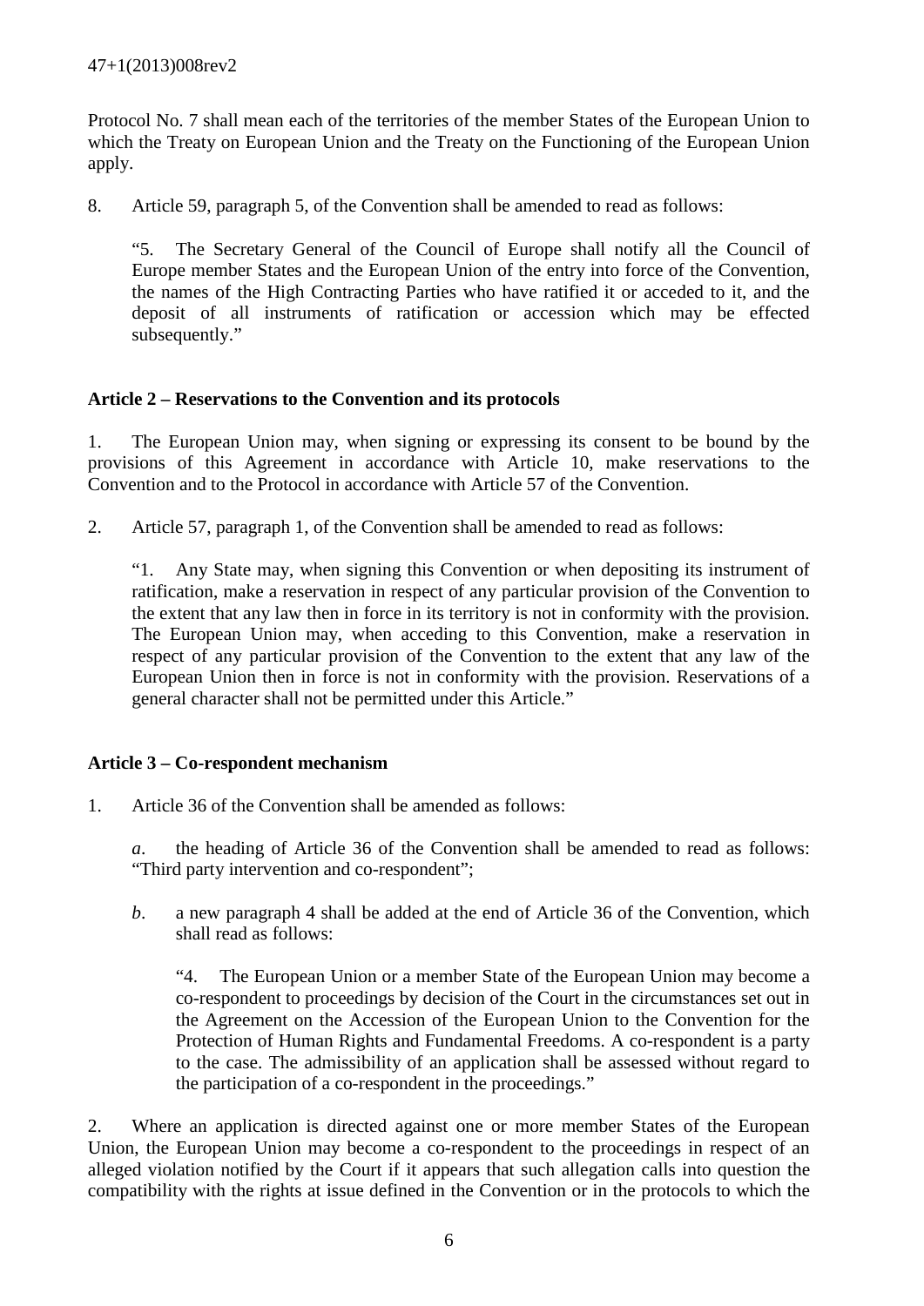Protocol No. 7 shall mean each of the territories of the member States of the European Union to which the Treaty on European Union and the Treaty on the Functioning of the European Union apply.

8. Article 59, paragraph 5, of the Convention shall be amended to read as follows:

> "5. The Secretary General of the Council of Europe shall notify all the Council of Europe member States and the European Union of the entry into force of the Convention, the names of the High Contracting Parties who have ratified it or acceded to it, and the deposit of all instruments of ratification or accession which may be effected subsequently."

**Article 2 – Reservations to the Convention and its protocols**

1. The European Union may, when signing or expressing its consent to be bound by the provisions of this Agreement in accordance with Article 10, make reservations to the Convention and to the Protocol in accordance with Article 57 of the Convention.

2. Article 57, paragraph 1, of the Convention shall be amended to read as follows:

> "1. Any State may, when signing this Convention or when depositing its instrument of ratification, make a reservation in respect of any particular provision of the Convention to the extent that any law then in force in its territory is not in conformity with the provision. The European Union may, when acceding to this Convention, make a reservation in respect of any particular provision of the Convention to the extent that any law of the European Union then in force is not in conformity with the provision. Reservations of a general character shall not be permitted under this Article."

**Article 3 – Co-respondent mechanism**

1. Article 36 of the Convention shall be amended as follows:

> *a*. the heading of Article 36 of the Convention shall be amended to read as follows: "Third party intervention and co-respondent";
>
> *b*. a new paragraph 4 shall be added at the end of Article 36 of the Convention, which shall read as follows:
>
> > "4. The European Union or a member State of the European Union may become a co-respondent to proceedings by decision of the Court in the circumstances set out in the Agreement on the Accession of the European Union to the Convention for the Protection of Human Rights and Fundamental Freedoms. A co-respondent is a party to the case. The admissibility of an application shall be assessed without regard to the participation of a co-respondent in the proceedings."

2. Where an application is directed against one or more member States of the European Union, the European Union may become a co-respondent to the proceedings in respect of an alleged violation notified by the Court if it appears that such allegation calls into question the compatibility with the rights at issue defined in the Convention or in the protocols to which the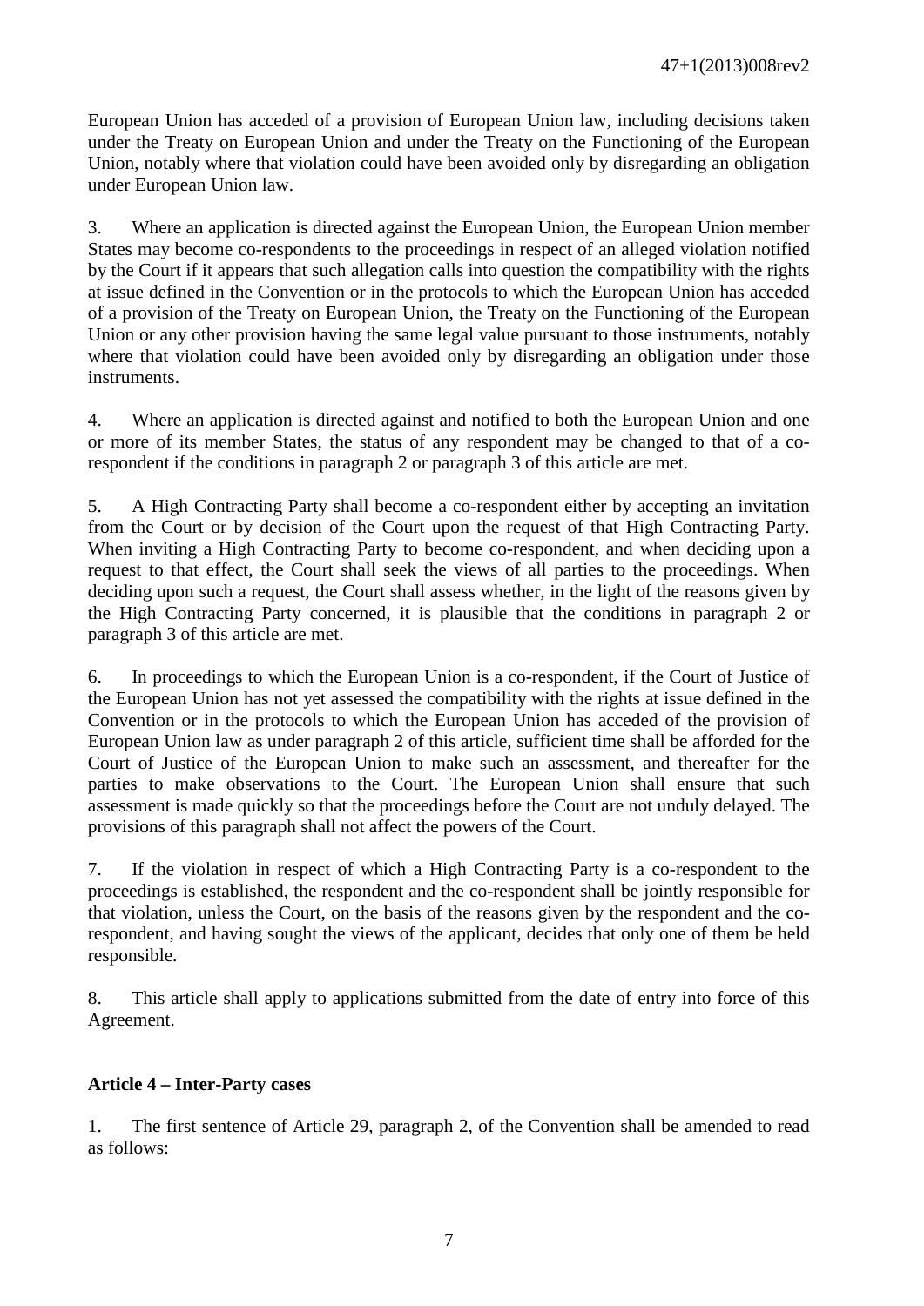European Union has acceded of a provision of European Union law, including decisions taken under the Treaty on European Union and under the Treaty on the Functioning of the European Union, notably where that violation could have been avoided only by disregarding an obligation under European Union law.

3. Where an application is directed against the European Union, the European Union member States may become co-respondents to the proceedings in respect of an alleged violation notified by the Court if it appears that such allegation calls into question the compatibility with the rights at issue defined in the Convention or in the protocols to which the European Union has acceded of a provision of the Treaty on European Union, the Treaty on the Functioning of the European Union or any other provision having the same legal value pursuant to those instruments, notably where that violation could have been avoided only by disregarding an obligation under those instruments.

4. Where an application is directed against and notified to both the European Union and one or more of its member States, the status of any respondent may be changed to that of a co-respondent if the conditions in paragraph 2 or paragraph 3 of this article are met.

5. A High Contracting Party shall become a co-respondent either by accepting an invitation from the Court or by decision of the Court upon the request of that High Contracting Party. When inviting a High Contracting Party to become co-respondent, and when deciding upon a request to that effect, the Court shall seek the views of all parties to the proceedings. When deciding upon such a request, the Court shall assess whether, in the light of the reasons given by the High Contracting Party concerned, it is plausible that the conditions in paragraph 2 or paragraph 3 of this article are met.

6. In proceedings to which the European Union is a co-respondent, if the Court of Justice of the European Union has not yet assessed the compatibility with the rights at issue defined in the Convention or in the protocols to which the European Union has acceded of the provision of European Union law as under paragraph 2 of this article, sufficient time shall be afforded for the Court of Justice of the European Union to make such an assessment, and thereafter for the parties to make observations to the Court. The European Union shall ensure that such assessment is made quickly so that the proceedings before the Court are not unduly delayed. The provisions of this paragraph shall not affect the powers of the Court.

7. If the violation in respect of which a High Contracting Party is a co-respondent to the proceedings is established, the respondent and the co-respondent shall be jointly responsible for that violation, unless the Court, on the basis of the reasons given by the respondent and the co-respondent, and having sought the views of the applicant, decides that only one of them be held responsible.

8. This article shall apply to applications submitted from the date of entry into force of this Agreement.

**Article 4 – Inter-Party cases**

1. The first sentence of Article 29, paragraph 2, of the Convention shall be amended to read as follows: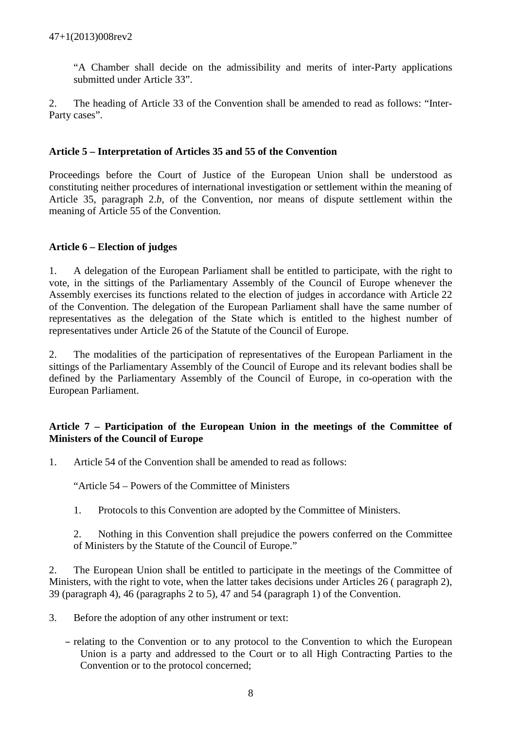"A Chamber shall decide on the admissibility and merits of inter-Party applications submitted under Article 33".

2. The heading of Article 33 of the Convention shall be amended to read as follows: "Inter-Party cases".

**Article 5 – Interpretation of Articles 35 and 55 of the Convention**

Proceedings before the Court of Justice of the European Union shall be understood as constituting neither procedures of international investigation or settlement within the meaning of Article 35, paragraph 2.*b*, of the Convention, nor means of dispute settlement within the meaning of Article 55 of the Convention.

**Article 6 – Election of judges**

1. A delegation of the European Parliament shall be entitled to participate, with the right to vote, in the sittings of the Parliamentary Assembly of the Council of Europe whenever the Assembly exercises its functions related to the election of judges in accordance with Article 22 of the Convention. The delegation of the European Parliament shall have the same number of representatives as the delegation of the State which is entitled to the highest number of representatives under Article 26 of the Statute of the Council of Europe.

2. The modalities of the participation of representatives of the European Parliament in the sittings of the Parliamentary Assembly of the Council of Europe and its relevant bodies shall be defined by the Parliamentary Assembly of the Council of Europe, in co-operation with the European Parliament.

**Article 7 – Participation of the European Union in the meetings of the Committee of Ministers of the Council of Europe**

1. Article 54 of the Convention shall be amended to read as follows:

"Article 54 – Powers of the Committee of Ministers

1. Protocols to this Convention are adopted by the Committee of Ministers.

2. Nothing in this Convention shall prejudice the powers conferred on the Committee of Ministers by the Statute of the Council of Europe."

2. The European Union shall be entitled to participate in the meetings of the Committee of Ministers, with the right to vote, when the latter takes decisions under Articles 26 ( paragraph 2), 39 (paragraph 4), 46 (paragraphs 2 to 5), 47 and 54 (paragraph 1) of the Convention.

3. Before the adoption of any other instrument or text:

- relating to the Convention or to any protocol to the Convention to which the European Union is a party and addressed to the Court or to all High Contracting Parties to the Convention or to the protocol concerned;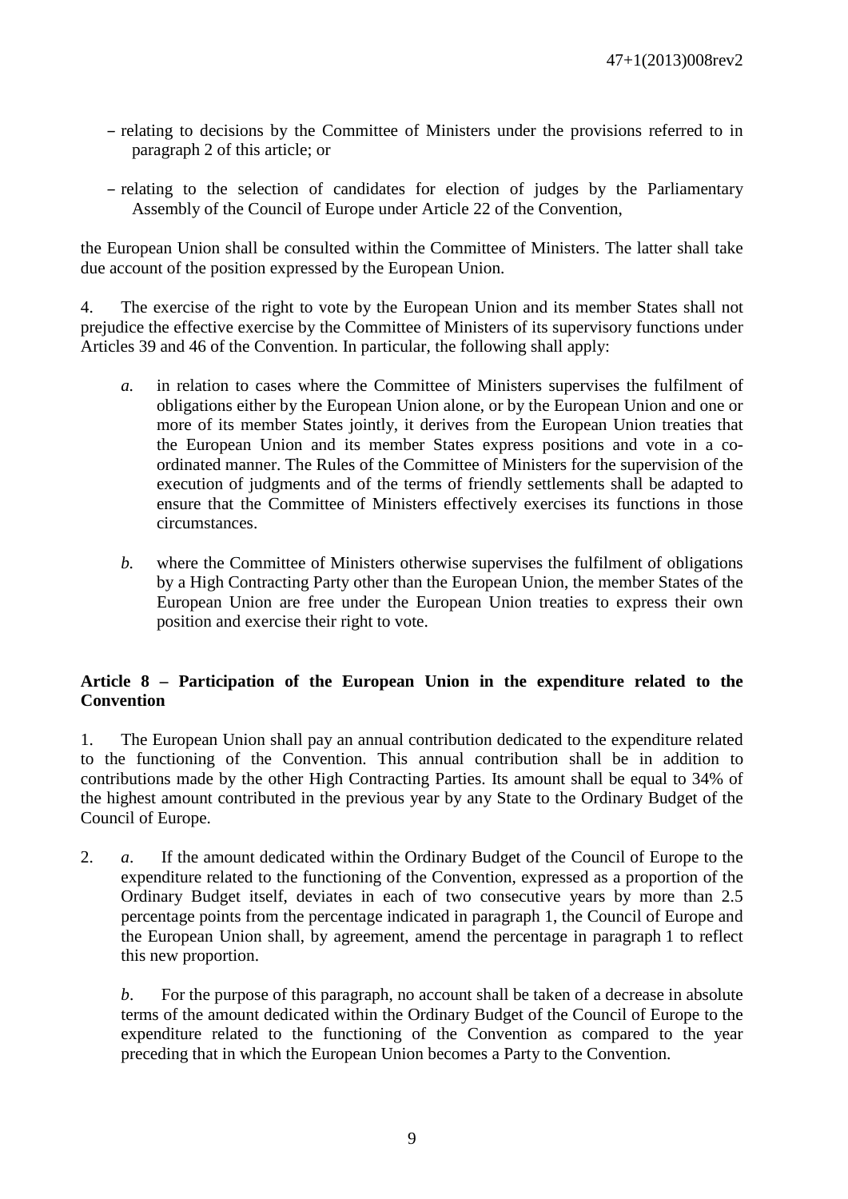- relating to decisions by the Committee of Ministers under the provisions referred to in paragraph 2 of this article; or

- relating to the selection of candidates for election of judges by the Parliamentary Assembly of the Council of Europe under Article 22 of the Convention,

the European Union shall be consulted within the Committee of Ministers. The latter shall take due account of the position expressed by the European Union.

4. The exercise of the right to vote by the European Union and its member States shall not prejudice the effective exercise by the Committee of Ministers of its supervisory functions under Articles 39 and 46 of the Convention. In particular, the following shall apply:

*a.* in relation to cases where the Committee of Ministers supervises the fulfilment of obligations either by the European Union alone, or by the European Union and one or more of its member States jointly, it derives from the European Union treaties that the European Union and its member States express positions and vote in a co-ordinated manner. The Rules of the Committee of Ministers for the supervision of the execution of judgments and of the terms of friendly settlements shall be adapted to ensure that the Committee of Ministers effectively exercises its functions in those circumstances.

*b.* where the Committee of Ministers otherwise supervises the fulfilment of obligations by a High Contracting Party other than the European Union, the member States of the European Union are free under the European Union treaties to express their own position and exercise their right to vote.

**Article 8 – Participation of the European Union in the expenditure related to the Convention**

1. The European Union shall pay an annual contribution dedicated to the expenditure related to the functioning of the Convention. This annual contribution shall be in addition to contributions made by the other High Contracting Parties. Its amount shall be equal to 34% of the highest amount contributed in the previous year by any State to the Ordinary Budget of the Council of Europe.

2. *a*. If the amount dedicated within the Ordinary Budget of the Council of Europe to the expenditure related to the functioning of the Convention, expressed as a proportion of the Ordinary Budget itself, deviates in each of two consecutive years by more than 2.5 percentage points from the percentage indicated in paragraph 1, the Council of Europe and the European Union shall, by agreement, amend the percentage in paragraph 1 to reflect this new proportion.

*b*. For the purpose of this paragraph, no account shall be taken of a decrease in absolute terms of the amount dedicated within the Ordinary Budget of the Council of Europe to the expenditure related to the functioning of the Convention as compared to the year preceding that in which the European Union becomes a Party to the Convention.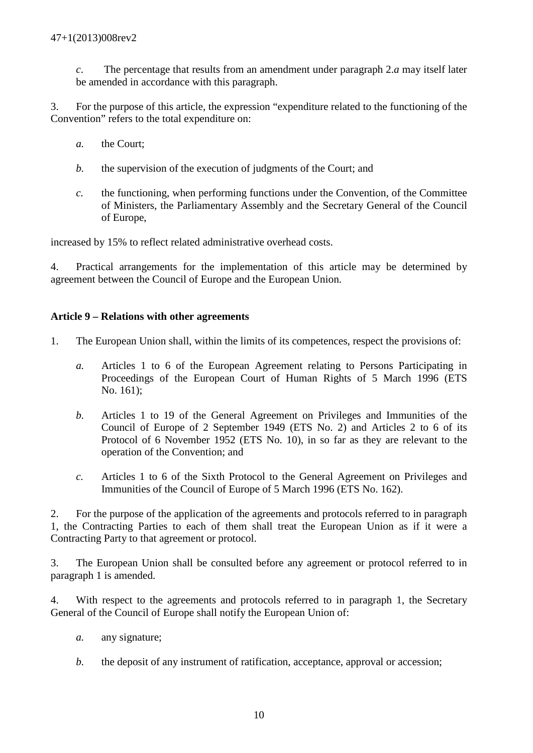*c*. The percentage that results from an amendment under paragraph 2.*a* may itself later be amended in accordance with this paragraph.

3. For the purpose of this article, the expression "expenditure related to the functioning of the Convention" refers to the total expenditure on:

*a.* the Court;

*b.* the supervision of the execution of judgments of the Court; and

*c.* the functioning, when performing functions under the Convention, of the Committee of Ministers, the Parliamentary Assembly and the Secretary General of the Council of Europe,

increased by 15% to reflect related administrative overhead costs.

4. Practical arrangements for the implementation of this article may be determined by agreement between the Council of Europe and the European Union.

**Article 9 – Relations with other agreements**

1. The European Union shall, within the limits of its competences, respect the provisions of:

*a.* Articles 1 to 6 of the European Agreement relating to Persons Participating in Proceedings of the European Court of Human Rights of 5 March 1996 (ETS No. 161);

*b.* Articles 1 to 19 of the General Agreement on Privileges and Immunities of the Council of Europe of 2 September 1949 (ETS No. 2) and Articles 2 to 6 of its Protocol of 6 November 1952 (ETS No. 10), in so far as they are relevant to the operation of the Convention; and

*c.* Articles 1 to 6 of the Sixth Protocol to the General Agreement on Privileges and Immunities of the Council of Europe of 5 March 1996 (ETS No. 162).

2. For the purpose of the application of the agreements and protocols referred to in paragraph 1, the Contracting Parties to each of them shall treat the European Union as if it were a Contracting Party to that agreement or protocol.

3. The European Union shall be consulted before any agreement or protocol referred to in paragraph 1 is amended.

4. With respect to the agreements and protocols referred to in paragraph 1, the Secretary General of the Council of Europe shall notify the European Union of:

*a.* any signature;

*b.* the deposit of any instrument of ratification, acceptance, approval or accession;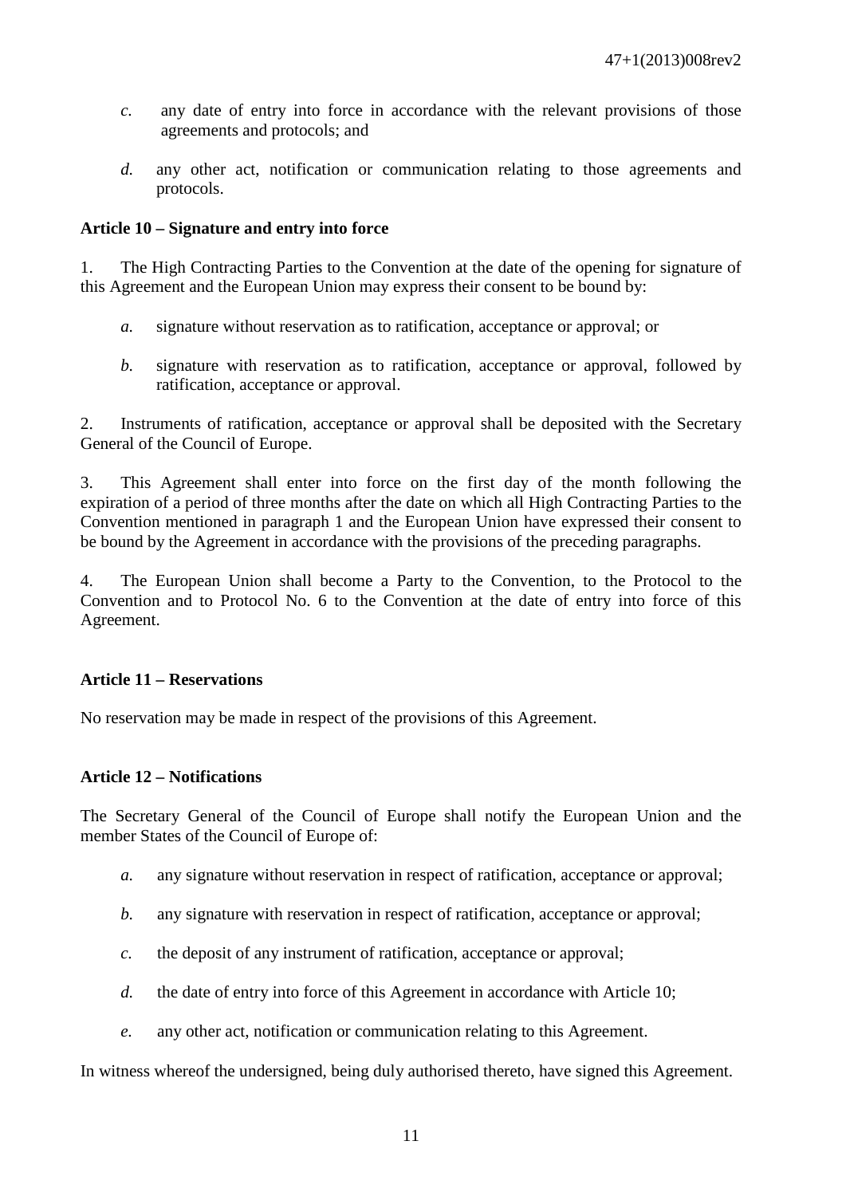*c.* any date of entry into force in accordance with the relevant provisions of those agreements and protocols; and

*d.* any other act, notification or communication relating to those agreements and protocols.

**Article 10 – Signature and entry into force**

1. The High Contracting Parties to the Convention at the date of the opening for signature of this Agreement and the European Union may express their consent to be bound by:

*a.* signature without reservation as to ratification, acceptance or approval; or

*b.* signature with reservation as to ratification, acceptance or approval, followed by ratification, acceptance or approval.

2. Instruments of ratification, acceptance or approval shall be deposited with the Secretary General of the Council of Europe.

3. This Agreement shall enter into force on the first day of the month following the expiration of a period of three months after the date on which all High Contracting Parties to the Convention mentioned in paragraph 1 and the European Union have expressed their consent to be bound by the Agreement in accordance with the provisions of the preceding paragraphs.

4. The European Union shall become a Party to the Convention, to the Protocol to the Convention and to Protocol No. 6 to the Convention at the date of entry into force of this Agreement.

**Article 11 – Reservations**

No reservation may be made in respect of the provisions of this Agreement.

**Article 12 – Notifications**

The Secretary General of the Council of Europe shall notify the European Union and the member States of the Council of Europe of:

*a.* any signature without reservation in respect of ratification, acceptance or approval;

*b.* any signature with reservation in respect of ratification, acceptance or approval;

*c.* the deposit of any instrument of ratification, acceptance or approval;

*d.* the date of entry into force of this Agreement in accordance with Article 10;

*e.* any other act, notification or communication relating to this Agreement.

In witness whereof the undersigned, being duly authorised thereto, have signed this Agreement.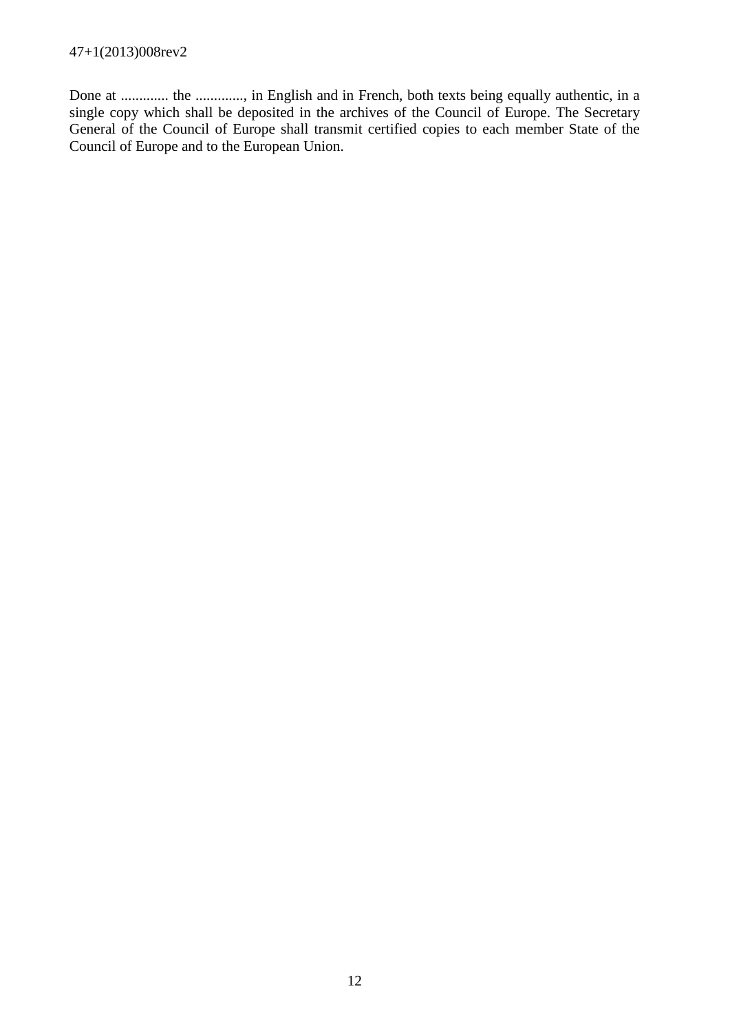Done at ............. the ............., in English and in French, both texts being equally authentic, in a single copy which shall be deposited in the archives of the Council of Europe. The Secretary General of the Council of Europe shall transmit certified copies to each member State of the Council of Europe and to the European Union.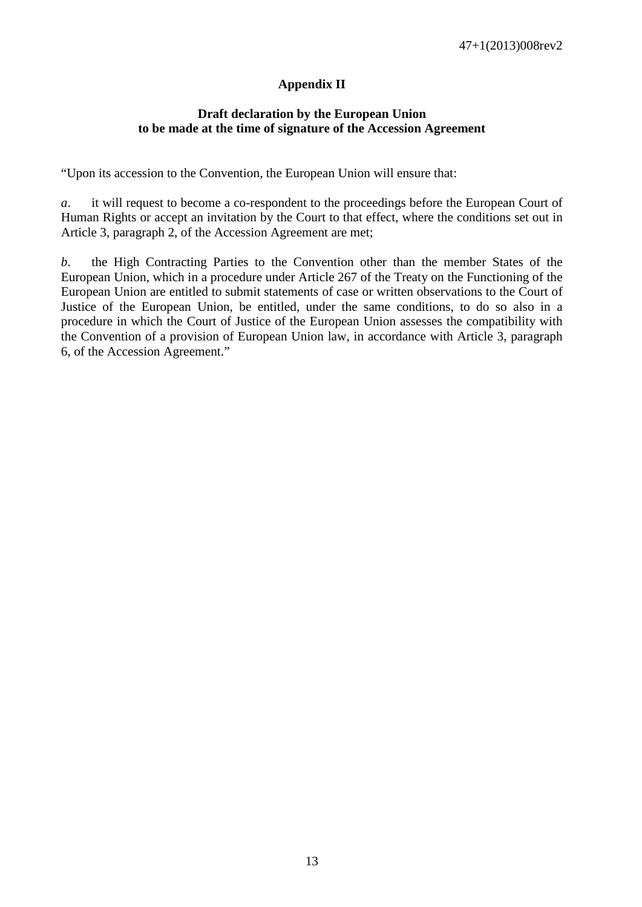## Appendix II

### Draft declaration by the European Union to be made at the time of signature of the Accession Agreement

"Upon its accession to the Convention, the European Union will ensure that:

*a*. it will request to become a co-respondent to the proceedings before the European Court of Human Rights or accept an invitation by the Court to that effect, where the conditions set out in Article 3, paragraph 2, of the Accession Agreement are met;

*b*. the High Contracting Parties to the Convention other than the member States of the European Union, which in a procedure under Article 267 of the Treaty on the Functioning of the European Union are entitled to submit statements of case or written observations to the Court of Justice of the European Union, be entitled, under the same conditions, to do so also in a procedure in which the Court of Justice of the European Union assesses the compatibility with the Convention of a provision of European Union law, in accordance with Article 3, paragraph 6, of the Accession Agreement."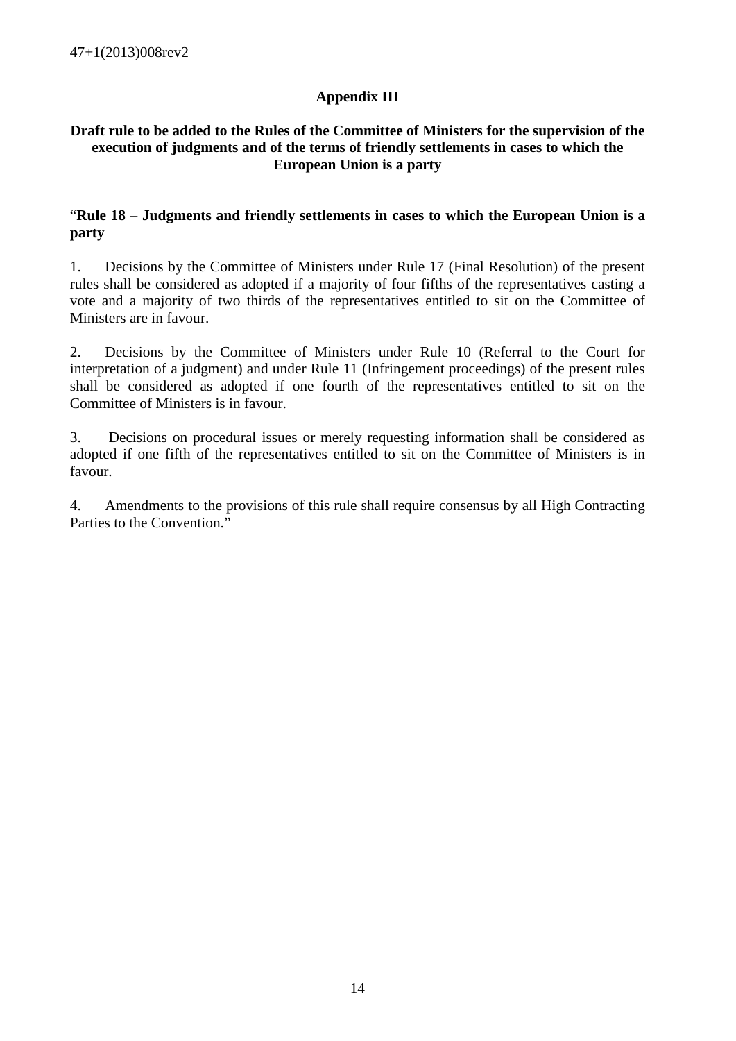## Appendix III

**Draft rule to be added to the Rules of the Committee of Ministers for the supervision of the execution of judgments and of the terms of friendly settlements in cases to which the European Union is a party**

"**Rule 18 – Judgments and friendly settlements in cases to which the European Union is a party**

1. Decisions by the Committee of Ministers under Rule 17 (Final Resolution) of the present rules shall be considered as adopted if a majority of four fifths of the representatives casting a vote and a majority of two thirds of the representatives entitled to sit on the Committee of Ministers are in favour.

2. Decisions by the Committee of Ministers under Rule 10 (Referral to the Court for interpretation of a judgment) and under Rule 11 (Infringement proceedings) of the present rules shall be considered as adopted if one fourth of the representatives entitled to sit on the Committee of Ministers is in favour.

3. Decisions on procedural issues or merely requesting information shall be considered as adopted if one fifth of the representatives entitled to sit on the Committee of Ministers is in favour.

4. Amendments to the provisions of this rule shall require consensus by all High Contracting Parties to the Convention."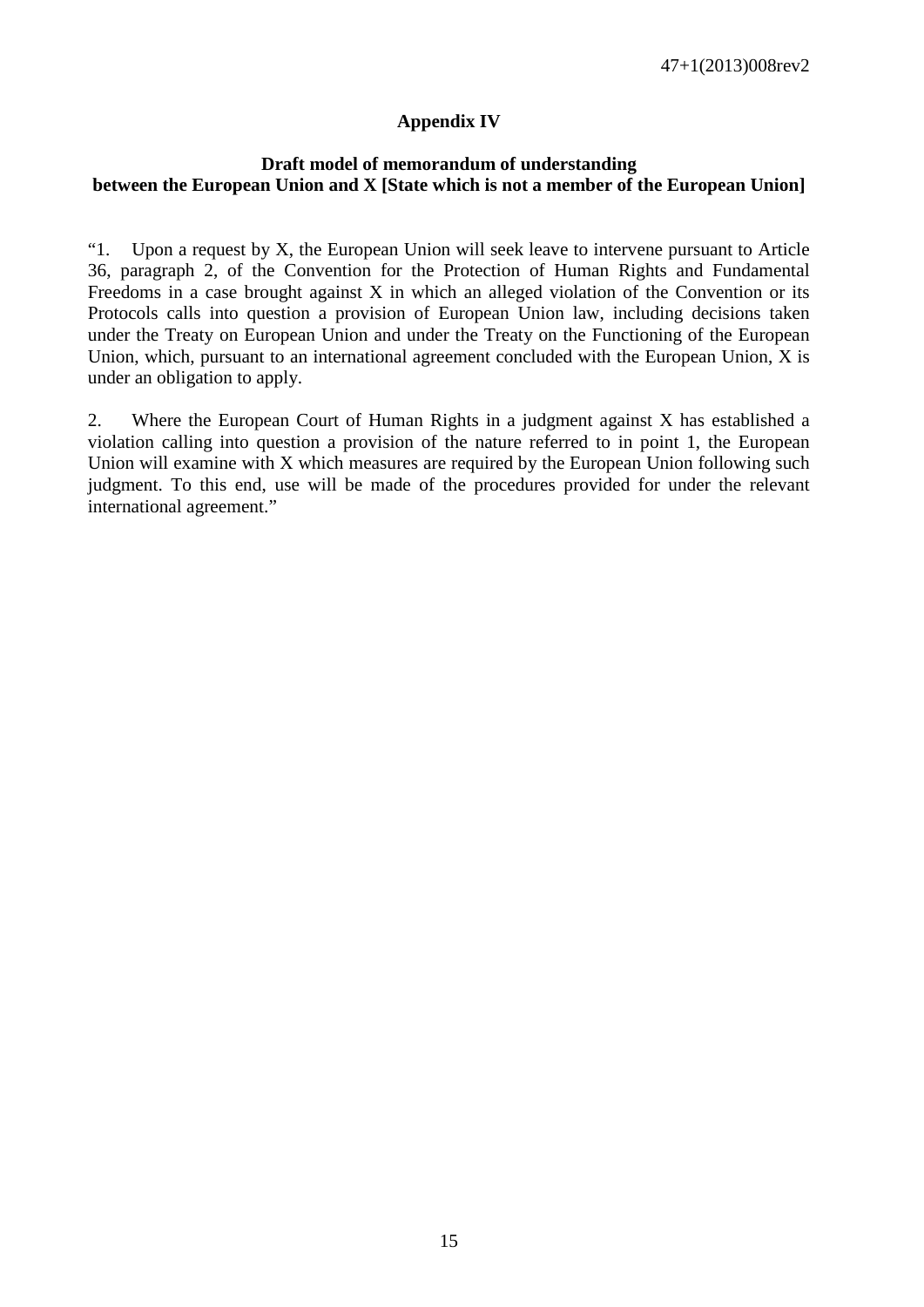## Appendix IV

### Draft model of memorandum of understanding between the European Union and X [State which is not a member of the European Union]

"1. Upon a request by X, the European Union will seek leave to intervene pursuant to Article 36, paragraph 2, of the Convention for the Protection of Human Rights and Fundamental Freedoms in a case brought against X in which an alleged violation of the Convention or its Protocols calls into question a provision of European Union law, including decisions taken under the Treaty on European Union and under the Treaty on the Functioning of the European Union, which, pursuant to an international agreement concluded with the European Union, X is under an obligation to apply.

2. Where the European Court of Human Rights in a judgment against X has established a violation calling into question a provision of the nature referred to in point 1, the European Union will examine with X which measures are required by the European Union following such judgment. To this end, use will be made of the procedures provided for under the relevant international agreement."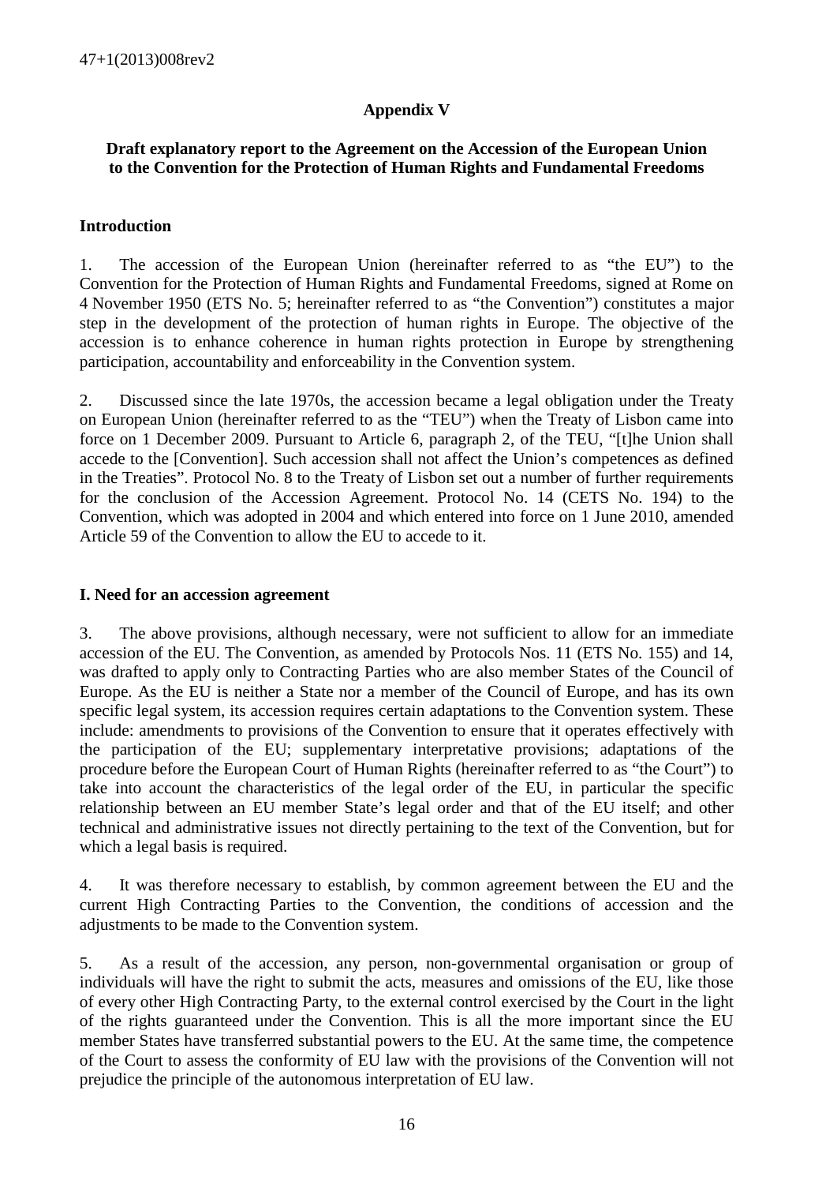## Appendix V

**Draft explanatory report to the Agreement on the Accession of the European Union to the Convention for the Protection of Human Rights and Fundamental Freedoms**

### Introduction

1. The accession of the European Union (hereinafter referred to as "the EU") to the Convention for the Protection of Human Rights and Fundamental Freedoms, signed at Rome on 4 November 1950 (ETS No. 5; hereinafter referred to as "the Convention") constitutes a major step in the development of the protection of human rights in Europe. The objective of the accession is to enhance coherence in human rights protection in Europe by strengthening participation, accountability and enforceability in the Convention system.

2. Discussed since the late 1970s, the accession became a legal obligation under the Treaty on European Union (hereinafter referred to as the "TEU") when the Treaty of Lisbon came into force on 1 December 2009. Pursuant to Article 6, paragraph 2, of the TEU, "[t]he Union shall accede to the [Convention]. Such accession shall not affect the Union's competences as defined in the Treaties". Protocol No. 8 to the Treaty of Lisbon set out a number of further requirements for the conclusion of the Accession Agreement. Protocol No. 14 (CETS No. 194) to the Convention, which was adopted in 2004 and which entered into force on 1 June 2010, amended Article 59 of the Convention to allow the EU to accede to it.

### I. Need for an accession agreement

3. The above provisions, although necessary, were not sufficient to allow for an immediate accession of the EU. The Convention, as amended by Protocols Nos. 11 (ETS No. 155) and 14, was drafted to apply only to Contracting Parties who are also member States of the Council of Europe. As the EU is neither a State nor a member of the Council of Europe, and has its own specific legal system, its accession requires certain adaptations to the Convention system. These include: amendments to provisions of the Convention to ensure that it operates effectively with the participation of the EU; supplementary interpretative provisions; adaptations of the procedure before the European Court of Human Rights (hereinafter referred to as "the Court") to take into account the characteristics of the legal order of the EU, in particular the specific relationship between an EU member State's legal order and that of the EU itself; and other technical and administrative issues not directly pertaining to the text of the Convention, but for which a legal basis is required.

4. It was therefore necessary to establish, by common agreement between the EU and the current High Contracting Parties to the Convention, the conditions of accession and the adjustments to be made to the Convention system.

5. As a result of the accession, any person, non-governmental organisation or group of individuals will have the right to submit the acts, measures and omissions of the EU, like those of every other High Contracting Party, to the external control exercised by the Court in the light of the rights guaranteed under the Convention. This is all the more important since the EU member States have transferred substantial powers to the EU. At the same time, the competence of the Court to assess the conformity of EU law with the provisions of the Convention will not prejudice the principle of the autonomous interpretation of EU law.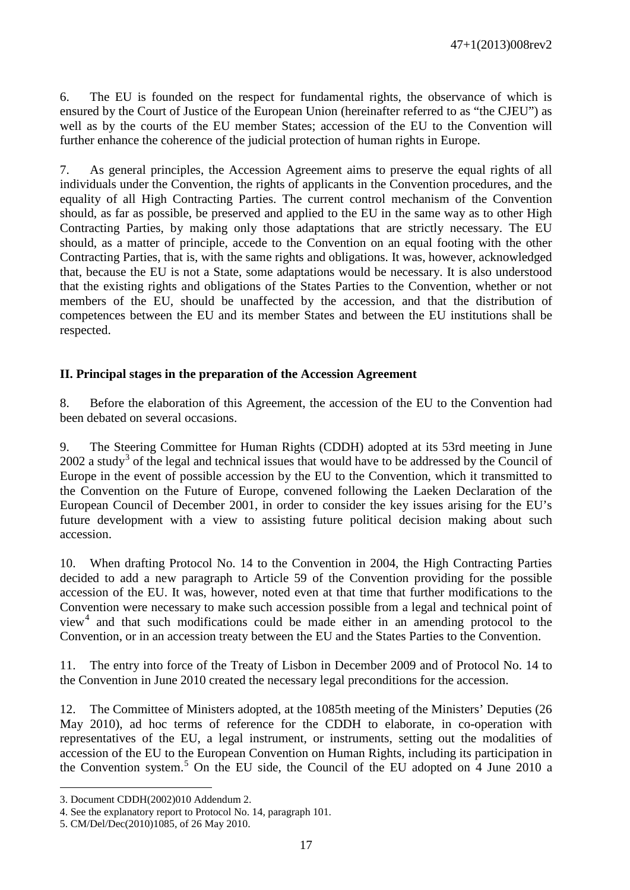6. The EU is founded on the respect for fundamental rights, the observance of which is ensured by the Court of Justice of the European Union (hereinafter referred to as "the CJEU") as well as by the courts of the EU member States; accession of the EU to the Convention will further enhance the coherence of the judicial protection of human rights in Europe.

7. As general principles, the Accession Agreement aims to preserve the equal rights of all individuals under the Convention, the rights of applicants in the Convention procedures, and the equality of all High Contracting Parties. The current control mechanism of the Convention should, as far as possible, be preserved and applied to the EU in the same way as to other High Contracting Parties, by making only those adaptations that are strictly necessary. The EU should, as a matter of principle, accede to the Convention on an equal footing with the other Contracting Parties, that is, with the same rights and obligations. It was, however, acknowledged that, because the EU is not a State, some adaptations would be necessary. It is also understood that the existing rights and obligations of the States Parties to the Convention, whether or not members of the EU, should be unaffected by the accession, and that the distribution of competences between the EU and its member States and between the EU institutions shall be respected.

## II. Principal stages in the preparation of the Accession Agreement

8. Before the elaboration of this Agreement, the accession of the EU to the Convention had been debated on several occasions.

9. The Steering Committee for Human Rights (CDDH) adopted at its 53rd meeting in June 2002 a study[3] of the legal and technical issues that would have to be addressed by the Council of Europe in the event of possible accession by the EU to the Convention, which it transmitted to the Convention on the Future of Europe, convened following the Laeken Declaration of the European Council of December 2001, in order to consider the key issues arising for the EU's future development with a view to assisting future political decision making about such accession.

10. When drafting Protocol No. 14 to the Convention in 2004, the High Contracting Parties decided to add a new paragraph to Article 59 of the Convention providing for the possible accession of the EU. It was, however, noted even at that time that further modifications to the Convention were necessary to make such accession possible from a legal and technical point of view[4] and that such modifications could be made either in an amending protocol to the Convention, or in an accession treaty between the EU and the States Parties to the Convention.

11. The entry into force of the Treaty of Lisbon in December 2009 and of Protocol No. 14 to the Convention in June 2010 created the necessary legal preconditions for the accession.

12. The Committee of Ministers adopted, at the 1085th meeting of the Ministers' Deputies (26 May 2010), ad hoc terms of reference for the CDDH to elaborate, in co-operation with representatives of the EU, a legal instrument, or instruments, setting out the modalities of accession of the EU to the European Convention on Human Rights, including its participation in the Convention system.[5] On the EU side, the Council of the EU adopted on 4 June 2010 a

---

3. Document CDDH(2002)010 Addendum 2.

4. See the explanatory report to Protocol No. 14, paragraph 101.

5. CM/Del/Dec(2010)1085, of 26 May 2010.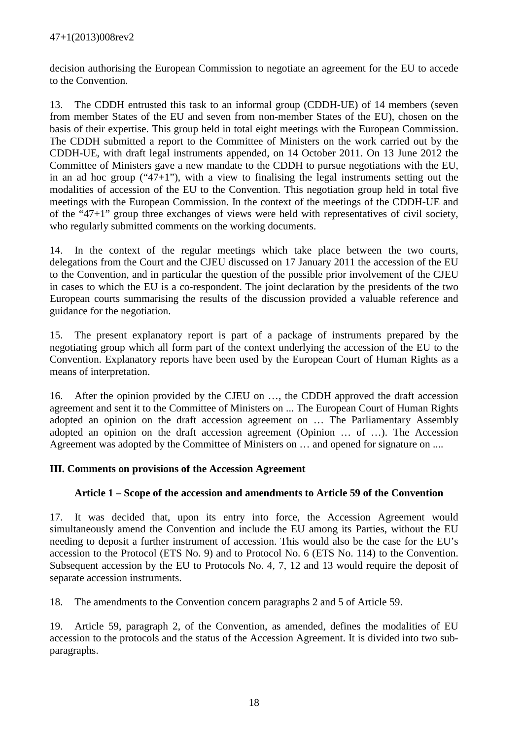decision authorising the European Commission to negotiate an agreement for the EU to accede to the Convention.

13. The CDDH entrusted this task to an informal group (CDDH-UE) of 14 members (seven from member States of the EU and seven from non-member States of the EU), chosen on the basis of their expertise. This group held in total eight meetings with the European Commission. The CDDH submitted a report to the Committee of Ministers on the work carried out by the CDDH-UE, with draft legal instruments appended, on 14 October 2011. On 13 June 2012 the Committee of Ministers gave a new mandate to the CDDH to pursue negotiations with the EU, in an ad hoc group ("47+1"), with a view to finalising the legal instruments setting out the modalities of accession of the EU to the Convention. This negotiation group held in total five meetings with the European Commission. In the context of the meetings of the CDDH-UE and of the "47+1" group three exchanges of views were held with representatives of civil society, who regularly submitted comments on the working documents.

14. In the context of the regular meetings which take place between the two courts, delegations from the Court and the CJEU discussed on 17 January 2011 the accession of the EU to the Convention, and in particular the question of the possible prior involvement of the CJEU in cases to which the EU is a co-respondent. The joint declaration by the presidents of the two European courts summarising the results of the discussion provided a valuable reference and guidance for the negotiation.

15. The present explanatory report is part of a package of instruments prepared by the negotiating group which all form part of the context underlying the accession of the EU to the Convention. Explanatory reports have been used by the European Court of Human Rights as a means of interpretation.

16. After the opinion provided by the CJEU on …, the CDDH approved the draft accession agreement and sent it to the Committee of Ministers on ... The European Court of Human Rights adopted an opinion on the draft accession agreement on … The Parliamentary Assembly adopted an opinion on the draft accession agreement (Opinion … of …). The Accession Agreement was adopted by the Committee of Ministers on … and opened for signature on ....

## III. Comments on provisions of the Accession Agreement

### Article 1 – Scope of the accession and amendments to Article 59 of the Convention

17. It was decided that, upon its entry into force, the Accession Agreement would simultaneously amend the Convention and include the EU among its Parties, without the EU needing to deposit a further instrument of accession. This would also be the case for the EU's accession to the Protocol (ETS No. 9) and to Protocol No. 6 (ETS No. 114) to the Convention. Subsequent accession by the EU to Protocols No. 4, 7, 12 and 13 would require the deposit of separate accession instruments.

18. The amendments to the Convention concern paragraphs 2 and 5 of Article 59.

19. Article 59, paragraph 2, of the Convention, as amended, defines the modalities of EU accession to the protocols and the status of the Accession Agreement. It is divided into two sub-paragraphs.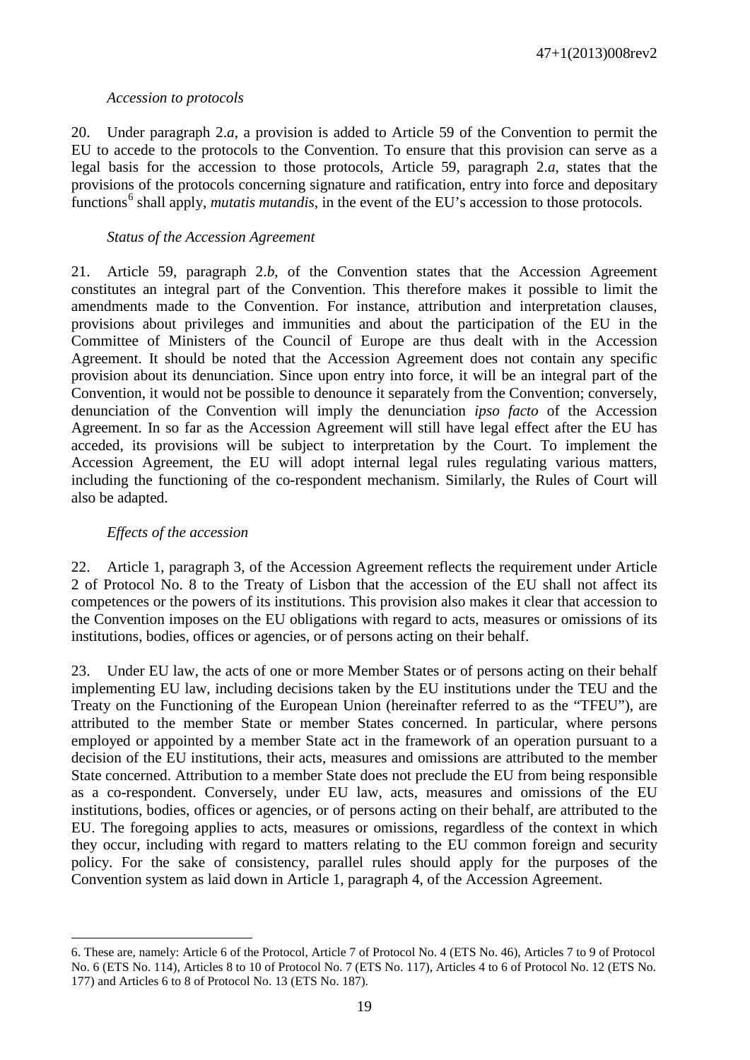*Accession to protocols*

20. Under paragraph 2.*a*, a provision is added to Article 59 of the Convention to permit the EU to accede to the protocols to the Convention. To ensure that this provision can serve as a legal basis for the accession to those protocols, Article 59, paragraph 2.*a*, states that the provisions of the protocols concerning signature and ratification, entry into force and depositary functions[6] shall apply, *mutatis mutandis*, in the event of the EU's accession to those protocols.

*Status of the Accession Agreement*

21. Article 59, paragraph 2.*b*, of the Convention states that the Accession Agreement constitutes an integral part of the Convention. This therefore makes it possible to limit the amendments made to the Convention. For instance, attribution and interpretation clauses, provisions about privileges and immunities and about the participation of the EU in the Committee of Ministers of the Council of Europe are thus dealt with in the Accession Agreement. It should be noted that the Accession Agreement does not contain any specific provision about its denunciation. Since upon entry into force, it will be an integral part of the Convention, it would not be possible to denounce it separately from the Convention; conversely, denunciation of the Convention will imply the denunciation *ipso facto* of the Accession Agreement. In so far as the Accession Agreement will still have legal effect after the EU has acceded, its provisions will be subject to interpretation by the Court. To implement the Accession Agreement, the EU will adopt internal legal rules regulating various matters, including the functioning of the co-respondent mechanism. Similarly, the Rules of Court will also be adapted.

*Effects of the accession*

22. Article 1, paragraph 3, of the Accession Agreement reflects the requirement under Article 2 of Protocol No. 8 to the Treaty of Lisbon that the accession of the EU shall not affect its competences or the powers of its institutions. This provision also makes it clear that accession to the Convention imposes on the EU obligations with regard to acts, measures or omissions of its institutions, bodies, offices or agencies, or of persons acting on their behalf.

23. Under EU law, the acts of one or more Member States or of persons acting on their behalf implementing EU law, including decisions taken by the EU institutions under the TEU and the Treaty on the Functioning of the European Union (hereinafter referred to as the "TFEU"), are attributed to the member State or member States concerned. In particular, where persons employed or appointed by a member State act in the framework of an operation pursuant to a decision of the EU institutions, their acts, measures and omissions are attributed to the member State concerned. Attribution to a member State does not preclude the EU from being responsible as a co-respondent. Conversely, under EU law, acts, measures and omissions of the EU institutions, bodies, offices or agencies, or of persons acting on their behalf, are attributed to the EU. The foregoing applies to acts, measures or omissions, regardless of the context in which they occur, including with regard to matters relating to the EU common foreign and security policy. For the sake of consistency, parallel rules should apply for the purposes of the Convention system as laid down in Article 1, paragraph 4, of the Accession Agreement.

---

6. These are, namely: Article 6 of the Protocol, Article 7 of Protocol No. 4 (ETS No. 46), Articles 7 to 9 of Protocol No. 6 (ETS No. 114), Articles 8 to 10 of Protocol No. 7 (ETS No. 117), Articles 4 to 6 of Protocol No. 12 (ETS No. 177) and Articles 6 to 8 of Protocol No. 13 (ETS No. 187).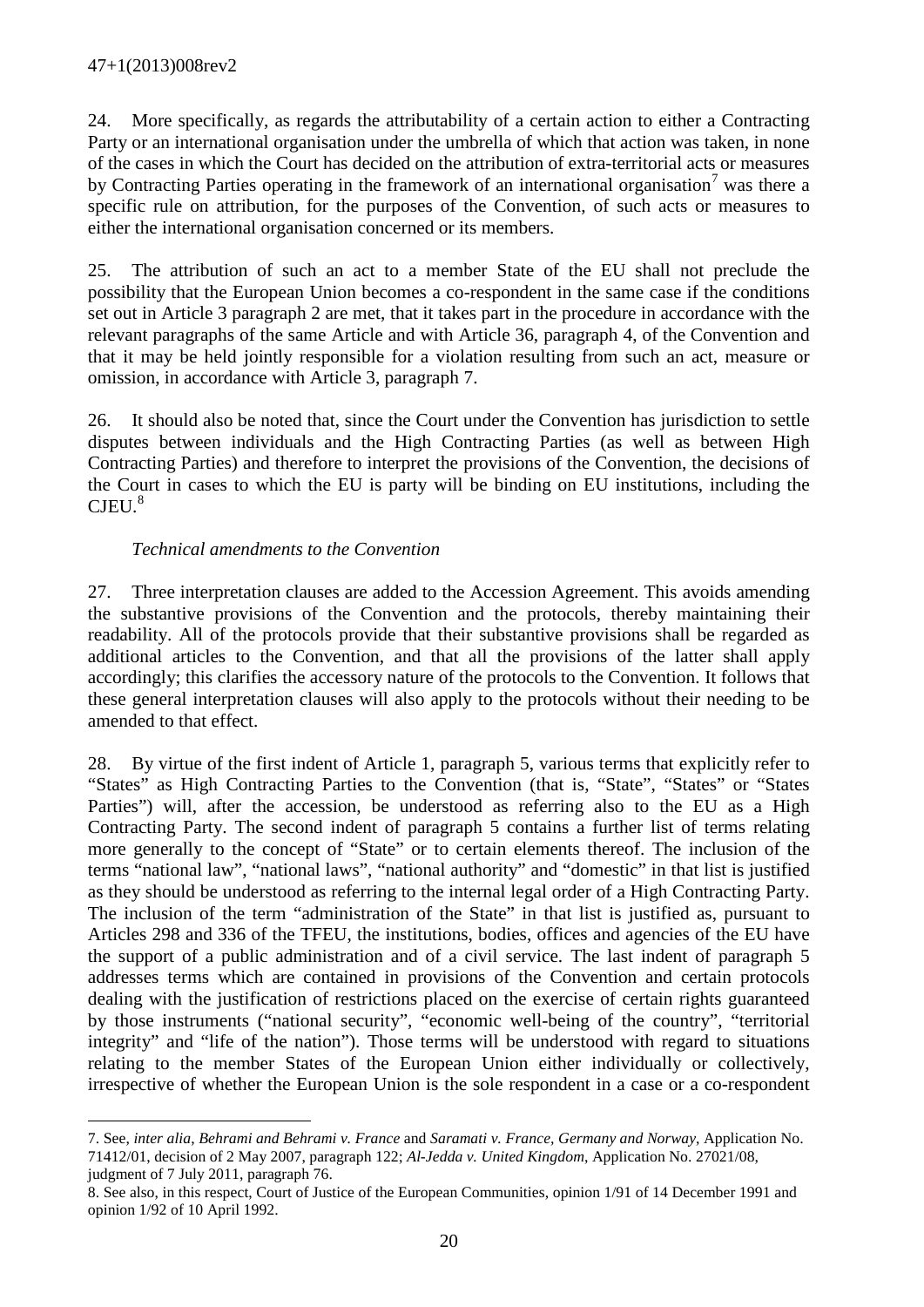24. More specifically, as regards the attributability of a certain action to either a Contracting Party or an international organisation under the umbrella of which that action was taken, in none of the cases in which the Court has decided on the attribution of extra-territorial acts or measures by Contracting Parties operating in the framework of an international organisation[7] was there a specific rule on attribution, for the purposes of the Convention, of such acts or measures to either the international organisation concerned or its members.

25. The attribution of such an act to a member State of the EU shall not preclude the possibility that the European Union becomes a co-respondent in the same case if the conditions set out in Article 3 paragraph 2 are met, that it takes part in the procedure in accordance with the relevant paragraphs of the same Article and with Article 36, paragraph 4, of the Convention and that it may be held jointly responsible for a violation resulting from such an act, measure or omission, in accordance with Article 3, paragraph 7.

26. It should also be noted that, since the Court under the Convention has jurisdiction to settle disputes between individuals and the High Contracting Parties (as well as between High Contracting Parties) and therefore to interpret the provisions of the Convention, the decisions of the Court in cases to which the EU is party will be binding on EU institutions, including the CJEU.[8]

*Technical amendments to the Convention*

27. Three interpretation clauses are added to the Accession Agreement. This avoids amending the substantive provisions of the Convention and the protocols, thereby maintaining their readability. All of the protocols provide that their substantive provisions shall be regarded as additional articles to the Convention, and that all the provisions of the latter shall apply accordingly; this clarifies the accessory nature of the protocols to the Convention. It follows that these general interpretation clauses will also apply to the protocols without their needing to be amended to that effect.

28. By virtue of the first indent of Article 1, paragraph 5, various terms that explicitly refer to "States" as High Contracting Parties to the Convention (that is, "State", "States" or "States Parties") will, after the accession, be understood as referring also to the EU as a High Contracting Party. The second indent of paragraph 5 contains a further list of terms relating more generally to the concept of "State" or to certain elements thereof. The inclusion of the terms "national law", "national laws", "national authority" and "domestic" in that list is justified as they should be understood as referring to the internal legal order of a High Contracting Party. The inclusion of the term "administration of the State" in that list is justified as, pursuant to Articles 298 and 336 of the TFEU, the institutions, bodies, offices and agencies of the EU have the support of a public administration and of a civil service. The last indent of paragraph 5 addresses terms which are contained in provisions of the Convention and certain protocols dealing with the justification of restrictions placed on the exercise of certain rights guaranteed by those instruments ("national security", "economic well-being of the country", "territorial integrity" and "life of the nation"). Those terms will be understood with regard to situations relating to the member States of the European Union either individually or collectively, irrespective of whether the European Union is the sole respondent in a case or a co-respondent

---

7. See, *inter alia*, *Behrami and Behrami v. France* and *Saramati v. France, Germany and Norway*, Application No. 71412/01, decision of 2 May 2007, paragraph 122; *Al-Jedda v. United Kingdom*, Application No. 27021/08, judgment of 7 July 2011, paragraph 76.

8. See also, in this respect, Court of Justice of the European Communities, opinion 1/91 of 14 December 1991 and opinion 1/92 of 10 April 1992.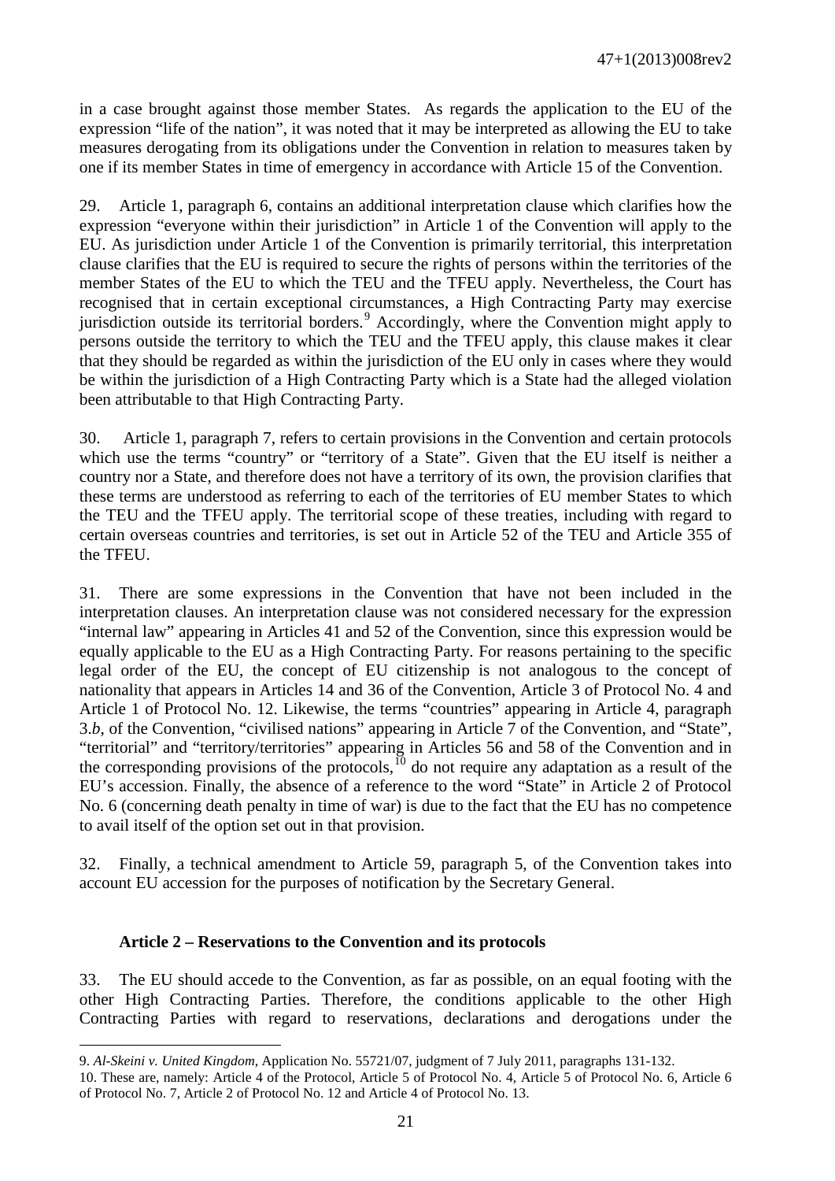in a case brought against those member States. As regards the application to the EU of the expression "life of the nation", it was noted that it may be interpreted as allowing the EU to take measures derogating from its obligations under the Convention in relation to measures taken by one if its member States in time of emergency in accordance with Article 15 of the Convention.

29. Article 1, paragraph 6, contains an additional interpretation clause which clarifies how the expression "everyone within their jurisdiction" in Article 1 of the Convention will apply to the EU. As jurisdiction under Article 1 of the Convention is primarily territorial, this interpretation clause clarifies that the EU is required to secure the rights of persons within the territories of the member States of the EU to which the TEU and the TFEU apply. Nevertheless, the Court has recognised that in certain exceptional circumstances, a High Contracting Party may exercise jurisdiction outside its territorial borders.[9] Accordingly, where the Convention might apply to persons outside the territory to which the TEU and the TFEU apply, this clause makes it clear that they should be regarded as within the jurisdiction of the EU only in cases where they would be within the jurisdiction of a High Contracting Party which is a State had the alleged violation been attributable to that High Contracting Party.

30. Article 1, paragraph 7, refers to certain provisions in the Convention and certain protocols which use the terms "country" or "territory of a State". Given that the EU itself is neither a country nor a State, and therefore does not have a territory of its own, the provision clarifies that these terms are understood as referring to each of the territories of EU member States to which the TEU and the TFEU apply. The territorial scope of these treaties, including with regard to certain overseas countries and territories, is set out in Article 52 of the TEU and Article 355 of the TFEU.

31. There are some expressions in the Convention that have not been included in the interpretation clauses. An interpretation clause was not considered necessary for the expression "internal law" appearing in Articles 41 and 52 of the Convention, since this expression would be equally applicable to the EU as a High Contracting Party. For reasons pertaining to the specific legal order of the EU, the concept of EU citizenship is not analogous to the concept of nationality that appears in Articles 14 and 36 of the Convention, Article 3 of Protocol No. 4 and Article 1 of Protocol No. 12. Likewise, the terms "countries" appearing in Article 4, paragraph 3.*b*, of the Convention, "civilised nations" appearing in Article 7 of the Convention, and "State", "territorial" and "territory/territories" appearing in Articles 56 and 58 of the Convention and in the corresponding provisions of the protocols,[10] do not require any adaptation as a result of the EU's accession. Finally, the absence of a reference to the word "State" in Article 2 of Protocol No. 6 (concerning death penalty in time of war) is due to the fact that the EU has no competence to avail itself of the option set out in that provision.

32. Finally, a technical amendment to Article 59, paragraph 5, of the Convention takes into account EU accession for the purposes of notification by the Secretary General.

### Article 2 – Reservations to the Convention and its protocols

33. The EU should accede to the Convention, as far as possible, on an equal footing with the other High Contracting Parties. Therefore, the conditions applicable to the other High Contracting Parties with regard to reservations, declarations and derogations under the

---

9. *Al-Skeini v. United Kingdom*, Application No. 55721/07, judgment of 7 July 2011, paragraphs 131-132.

10. These are, namely: Article 4 of the Protocol, Article 5 of Protocol No. 4, Article 5 of Protocol No. 6, Article 6 of Protocol No. 7, Article 2 of Protocol No. 12 and Article 4 of Protocol No. 13.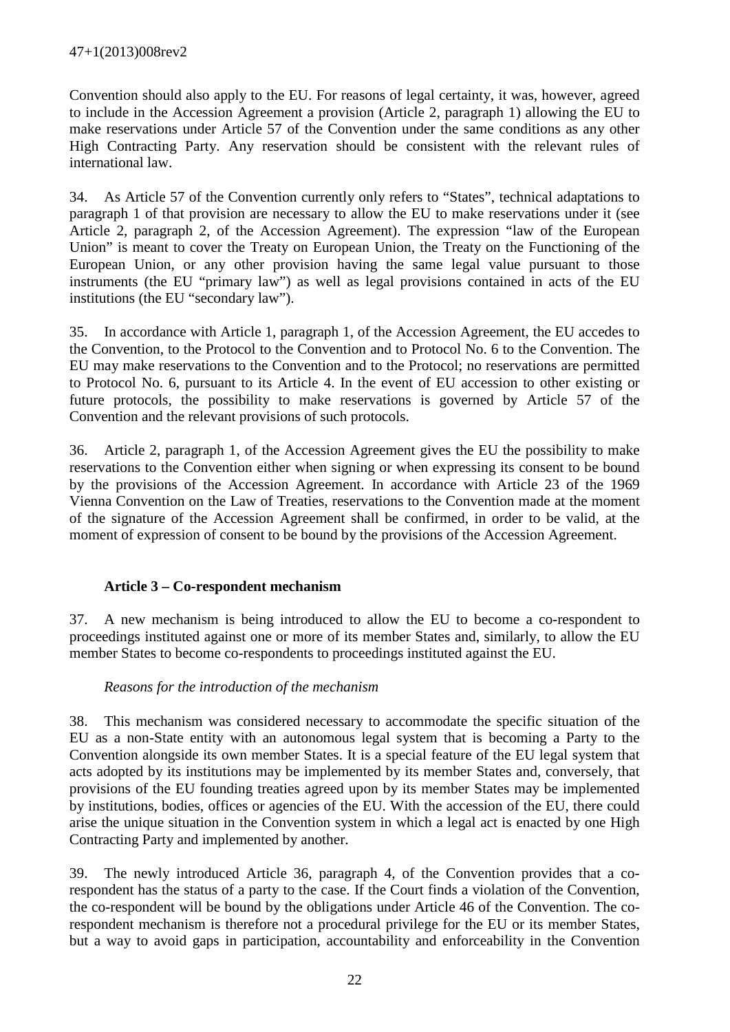Convention should also apply to the EU. For reasons of legal certainty, it was, however, agreed to include in the Accession Agreement a provision (Article 2, paragraph 1) allowing the EU to make reservations under Article 57 of the Convention under the same conditions as any other High Contracting Party. Any reservation should be consistent with the relevant rules of international law.

34. As Article 57 of the Convention currently only refers to "States", technical adaptations to paragraph 1 of that provision are necessary to allow the EU to make reservations under it (see Article 2, paragraph 2, of the Accession Agreement). The expression "law of the European Union" is meant to cover the Treaty on European Union, the Treaty on the Functioning of the European Union, or any other provision having the same legal value pursuant to those instruments (the EU "primary law") as well as legal provisions contained in acts of the EU institutions (the EU "secondary law").

35. In accordance with Article 1, paragraph 1, of the Accession Agreement, the EU accedes to the Convention, to the Protocol to the Convention and to Protocol No. 6 to the Convention. The EU may make reservations to the Convention and to the Protocol; no reservations are permitted to Protocol No. 6, pursuant to its Article 4. In the event of EU accession to other existing or future protocols, the possibility to make reservations is governed by Article 57 of the Convention and the relevant provisions of such protocols.

36. Article 2, paragraph 1, of the Accession Agreement gives the EU the possibility to make reservations to the Convention either when signing or when expressing its consent to be bound by the provisions of the Accession Agreement. In accordance with Article 23 of the 1969 Vienna Convention on the Law of Treaties, reservations to the Convention made at the moment of the signature of the Accession Agreement shall be confirmed, in order to be valid, at the moment of expression of consent to be bound by the provisions of the Accession Agreement.

### Article 3 – Co-respondent mechanism

37. A new mechanism is being introduced to allow the EU to become a co-respondent to proceedings instituted against one or more of its member States and, similarly, to allow the EU member States to become co-respondents to proceedings instituted against the EU.

*Reasons for the introduction of the mechanism*

38. This mechanism was considered necessary to accommodate the specific situation of the EU as a non-State entity with an autonomous legal system that is becoming a Party to the Convention alongside its own member States. It is a special feature of the EU legal system that acts adopted by its institutions may be implemented by its member States and, conversely, that provisions of the EU founding treaties agreed upon by its member States may be implemented by institutions, bodies, offices or agencies of the EU. With the accession of the EU, there could arise the unique situation in the Convention system in which a legal act is enacted by one High Contracting Party and implemented by another.

39. The newly introduced Article 36, paragraph 4, of the Convention provides that a co-respondent has the status of a party to the case. If the Court finds a violation of the Convention, the co-respondent will be bound by the obligations under Article 46 of the Convention. The co-respondent mechanism is therefore not a procedural privilege for the EU or its member States, but a way to avoid gaps in participation, accountability and enforceability in the Convention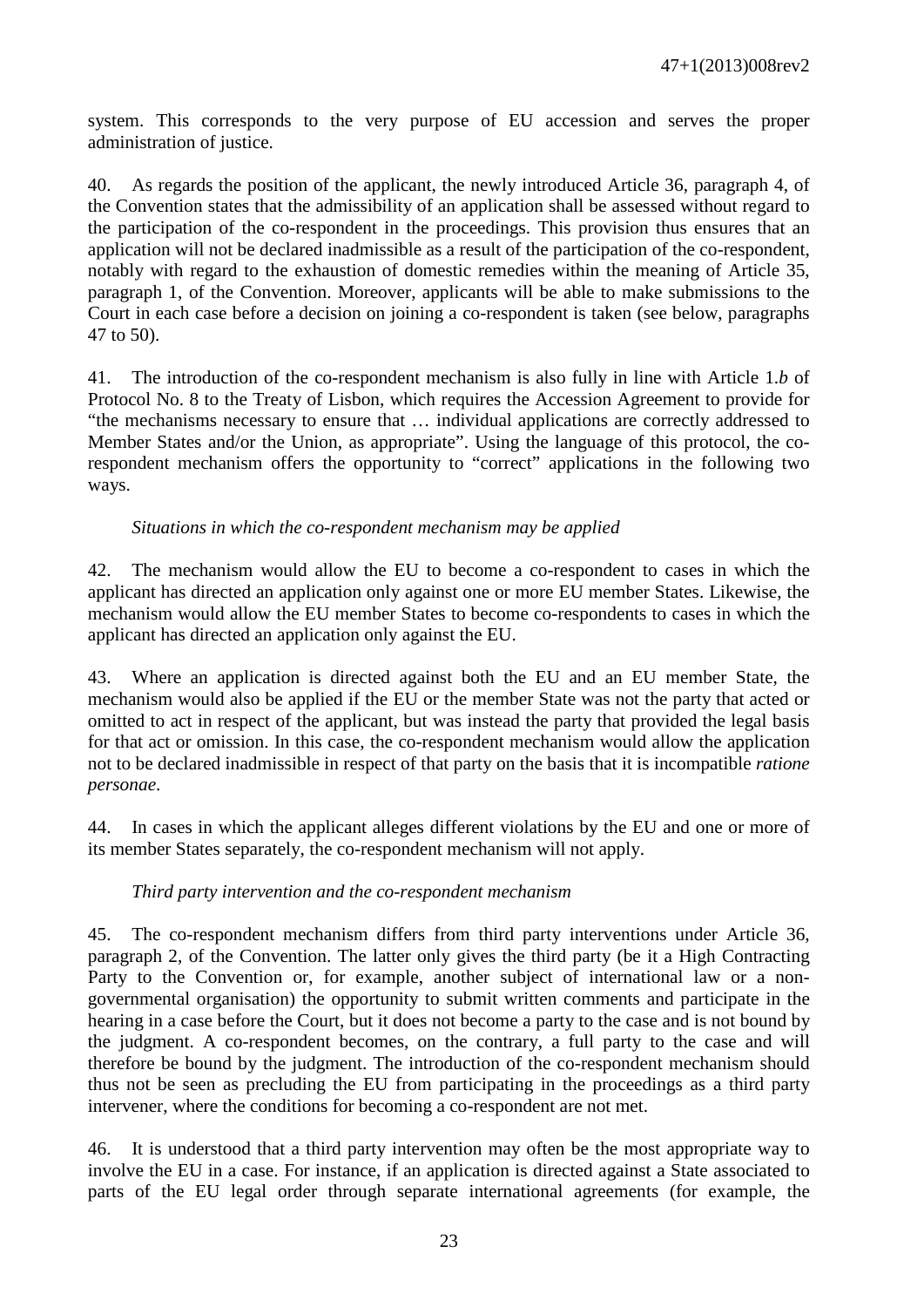system. This corresponds to the very purpose of EU accession and serves the proper administration of justice.

40. As regards the position of the applicant, the newly introduced Article 36, paragraph 4, of the Convention states that the admissibility of an application shall be assessed without regard to the participation of the co-respondent in the proceedings. This provision thus ensures that an application will not be declared inadmissible as a result of the participation of the co-respondent, notably with regard to the exhaustion of domestic remedies within the meaning of Article 35, paragraph 1, of the Convention. Moreover, applicants will be able to make submissions to the Court in each case before a decision on joining a co-respondent is taken (see below, paragraphs 47 to 50).

41. The introduction of the co-respondent mechanism is also fully in line with Article 1.*b* of Protocol No. 8 to the Treaty of Lisbon, which requires the Accession Agreement to provide for "the mechanisms necessary to ensure that … individual applications are correctly addressed to Member States and/or the Union, as appropriate". Using the language of this protocol, the co-respondent mechanism offers the opportunity to "correct" applications in the following two ways.

*Situations in which the co-respondent mechanism may be applied*

42. The mechanism would allow the EU to become a co-respondent to cases in which the applicant has directed an application only against one or more EU member States. Likewise, the mechanism would allow the EU member States to become co-respondents to cases in which the applicant has directed an application only against the EU.

43. Where an application is directed against both the EU and an EU member State, the mechanism would also be applied if the EU or the member State was not the party that acted or omitted to act in respect of the applicant, but was instead the party that provided the legal basis for that act or omission. In this case, the co-respondent mechanism would allow the application not to be declared inadmissible in respect of that party on the basis that it is incompatible *ratione personae*.

44. In cases in which the applicant alleges different violations by the EU and one or more of its member States separately, the co-respondent mechanism will not apply.

*Third party intervention and the co-respondent mechanism*

45. The co-respondent mechanism differs from third party interventions under Article 36, paragraph 2, of the Convention. The latter only gives the third party (be it a High Contracting Party to the Convention or, for example, another subject of international law or a non-governmental organisation) the opportunity to submit written comments and participate in the hearing in a case before the Court, but it does not become a party to the case and is not bound by the judgment. A co-respondent becomes, on the contrary, a full party to the case and will therefore be bound by the judgment. The introduction of the co-respondent mechanism should thus not be seen as precluding the EU from participating in the proceedings as a third party intervener, where the conditions for becoming a co-respondent are not met.

46. It is understood that a third party intervention may often be the most appropriate way to involve the EU in a case. For instance, if an application is directed against a State associated to parts of the EU legal order through separate international agreements (for example, the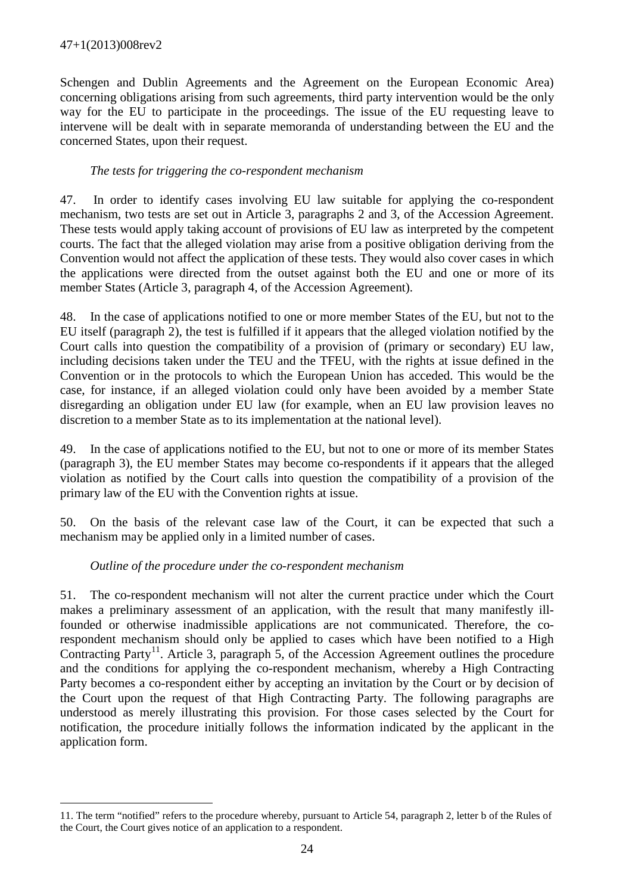Schengen and Dublin Agreements and the Agreement on the European Economic Area) concerning obligations arising from such agreements, third party intervention would be the only way for the EU to participate in the proceedings. The issue of the EU requesting leave to intervene will be dealt with in separate memoranda of understanding between the EU and the concerned States, upon their request.

*The tests for triggering the co-respondent mechanism*

47. In order to identify cases involving EU law suitable for applying the co-respondent mechanism, two tests are set out in Article 3, paragraphs 2 and 3, of the Accession Agreement. These tests would apply taking account of provisions of EU law as interpreted by the competent courts. The fact that the alleged violation may arise from a positive obligation deriving from the Convention would not affect the application of these tests. They would also cover cases in which the applications were directed from the outset against both the EU and one or more of its member States (Article 3, paragraph 4, of the Accession Agreement).

48. In the case of applications notified to one or more member States of the EU, but not to the EU itself (paragraph 2), the test is fulfilled if it appears that the alleged violation notified by the Court calls into question the compatibility of a provision of (primary or secondary) EU law, including decisions taken under the TEU and the TFEU, with the rights at issue defined in the Convention or in the protocols to which the European Union has acceded. This would be the case, for instance, if an alleged violation could only have been avoided by a member State disregarding an obligation under EU law (for example, when an EU law provision leaves no discretion to a member State as to its implementation at the national level).

49. In the case of applications notified to the EU, but not to one or more of its member States (paragraph 3), the EU member States may become co-respondents if it appears that the alleged violation as notified by the Court calls into question the compatibility of a provision of the primary law of the EU with the Convention rights at issue.

50. On the basis of the relevant case law of the Court, it can be expected that such a mechanism may be applied only in a limited number of cases.

*Outline of the procedure under the co-respondent mechanism*

51. The co-respondent mechanism will not alter the current practice under which the Court makes a preliminary assessment of an application, with the result that many manifestly ill-founded or otherwise inadmissible applications are not communicated. Therefore, the co-respondent mechanism should only be applied to cases which have been notified to a High Contracting Party[11]. Article 3, paragraph 5, of the Accession Agreement outlines the procedure and the conditions for applying the co-respondent mechanism, whereby a High Contracting Party becomes a co-respondent either by accepting an invitation by the Court or by decision of the Court upon the request of that High Contracting Party. The following paragraphs are understood as merely illustrating this provision. For those cases selected by the Court for notification, the procedure initially follows the information indicated by the applicant in the application form.

11. The term "notified" refers to the procedure whereby, pursuant to Article 54, paragraph 2, letter b of the Rules of the Court, the Court gives notice of an application to a respondent.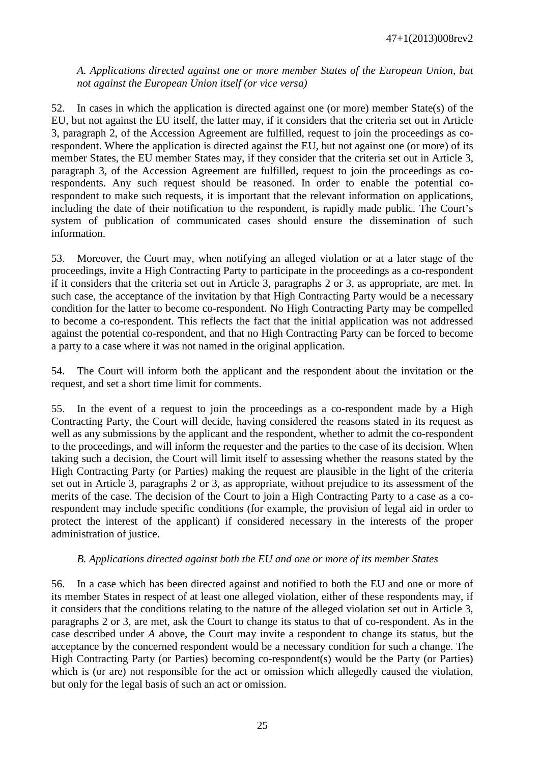*A. Applications directed against one or more member States of the European Union, but not against the European Union itself (or vice versa)*

52. In cases in which the application is directed against one (or more) member State(s) of the EU, but not against the EU itself, the latter may, if it considers that the criteria set out in Article 3, paragraph 2, of the Accession Agreement are fulfilled, request to join the proceedings as co-respondent. Where the application is directed against the EU, but not against one (or more) of its member States, the EU member States may, if they consider that the criteria set out in Article 3, paragraph 3, of the Accession Agreement are fulfilled, request to join the proceedings as co-respondents. Any such request should be reasoned. In order to enable the potential co-respondent to make such requests, it is important that the relevant information on applications, including the date of their notification to the respondent, is rapidly made public. The Court's system of publication of communicated cases should ensure the dissemination of such information.

53. Moreover, the Court may, when notifying an alleged violation or at a later stage of the proceedings, invite a High Contracting Party to participate in the proceedings as a co-respondent if it considers that the criteria set out in Article 3, paragraphs 2 or 3, as appropriate, are met. In such case, the acceptance of the invitation by that High Contracting Party would be a necessary condition for the latter to become co-respondent. No High Contracting Party may be compelled to become a co-respondent. This reflects the fact that the initial application was not addressed against the potential co-respondent, and that no High Contracting Party can be forced to become a party to a case where it was not named in the original application.

54. The Court will inform both the applicant and the respondent about the invitation or the request, and set a short time limit for comments.

55. In the event of a request to join the proceedings as a co-respondent made by a High Contracting Party, the Court will decide, having considered the reasons stated in its request as well as any submissions by the applicant and the respondent, whether to admit the co-respondent to the proceedings, and will inform the requester and the parties to the case of its decision. When taking such a decision, the Court will limit itself to assessing whether the reasons stated by the High Contracting Party (or Parties) making the request are plausible in the light of the criteria set out in Article 3, paragraphs 2 or 3, as appropriate, without prejudice to its assessment of the merits of the case. The decision of the Court to join a High Contracting Party to a case as a co-respondent may include specific conditions (for example, the provision of legal aid in order to protect the interest of the applicant) if considered necessary in the interests of the proper administration of justice.

*B. Applications directed against both the EU and one or more of its member States*

56. In a case which has been directed against and notified to both the EU and one or more of its member States in respect of at least one alleged violation, either of these respondents may, if it considers that the conditions relating to the nature of the alleged violation set out in Article 3, paragraphs 2 or 3, are met, ask the Court to change its status to that of co-respondent. As in the case described under *A* above, the Court may invite a respondent to change its status, but the acceptance by the concerned respondent would be a necessary condition for such a change. The High Contracting Party (or Parties) becoming co-respondent(s) would be the Party (or Parties) which is (or are) not responsible for the act or omission which allegedly caused the violation, but only for the legal basis of such an act or omission.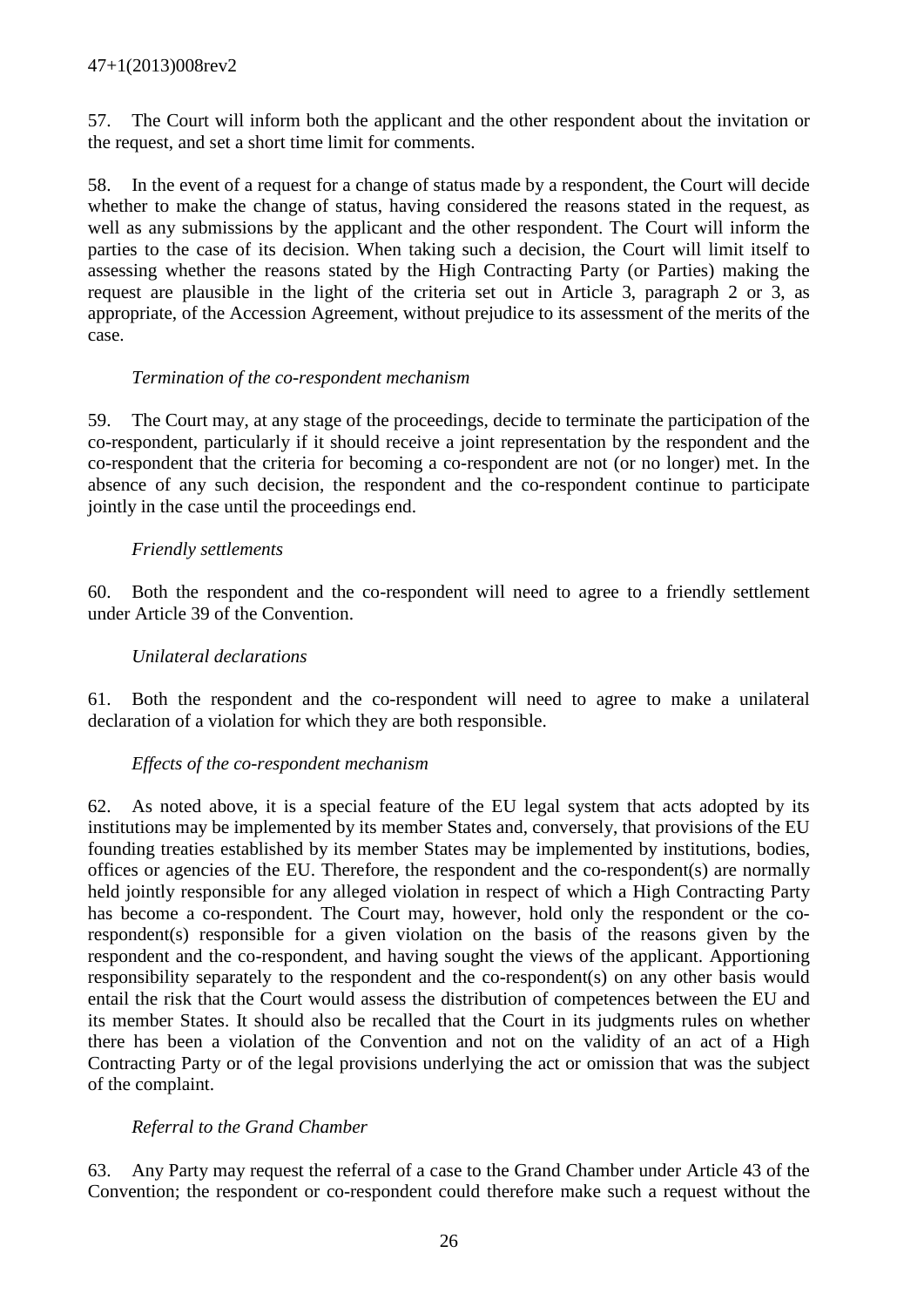57. The Court will inform both the applicant and the other respondent about the invitation or the request, and set a short time limit for comments.

58. In the event of a request for a change of status made by a respondent, the Court will decide whether to make the change of status, having considered the reasons stated in the request, as well as any submissions by the applicant and the other respondent. The Court will inform the parties to the case of its decision. When taking such a decision, the Court will limit itself to assessing whether the reasons stated by the High Contracting Party (or Parties) making the request are plausible in the light of the criteria set out in Article 3, paragraph 2 or 3, as appropriate, of the Accession Agreement, without prejudice to its assessment of the merits of the case.

*Termination of the co-respondent mechanism*

59. The Court may, at any stage of the proceedings, decide to terminate the participation of the co-respondent, particularly if it should receive a joint representation by the respondent and the co-respondent that the criteria for becoming a co-respondent are not (or no longer) met. In the absence of any such decision, the respondent and the co-respondent continue to participate jointly in the case until the proceedings end.

*Friendly settlements*

60. Both the respondent and the co-respondent will need to agree to a friendly settlement under Article 39 of the Convention.

*Unilateral declarations*

61. Both the respondent and the co-respondent will need to agree to make a unilateral declaration of a violation for which they are both responsible.

*Effects of the co-respondent mechanism*

62. As noted above, it is a special feature of the EU legal system that acts adopted by its institutions may be implemented by its member States and, conversely, that provisions of the EU founding treaties established by its member States may be implemented by institutions, bodies, offices or agencies of the EU. Therefore, the respondent and the co-respondent(s) are normally held jointly responsible for any alleged violation in respect of which a High Contracting Party has become a co-respondent. The Court may, however, hold only the respondent or the co-respondent(s) responsible for a given violation on the basis of the reasons given by the respondent and the co-respondent, and having sought the views of the applicant. Apportioning responsibility separately to the respondent and the co-respondent(s) on any other basis would entail the risk that the Court would assess the distribution of competences between the EU and its member States. It should also be recalled that the Court in its judgments rules on whether there has been a violation of the Convention and not on the validity of an act of a High Contracting Party or of the legal provisions underlying the act or omission that was the subject of the complaint.

*Referral to the Grand Chamber*

63. Any Party may request the referral of a case to the Grand Chamber under Article 43 of the Convention; the respondent or co-respondent could therefore make such a request without the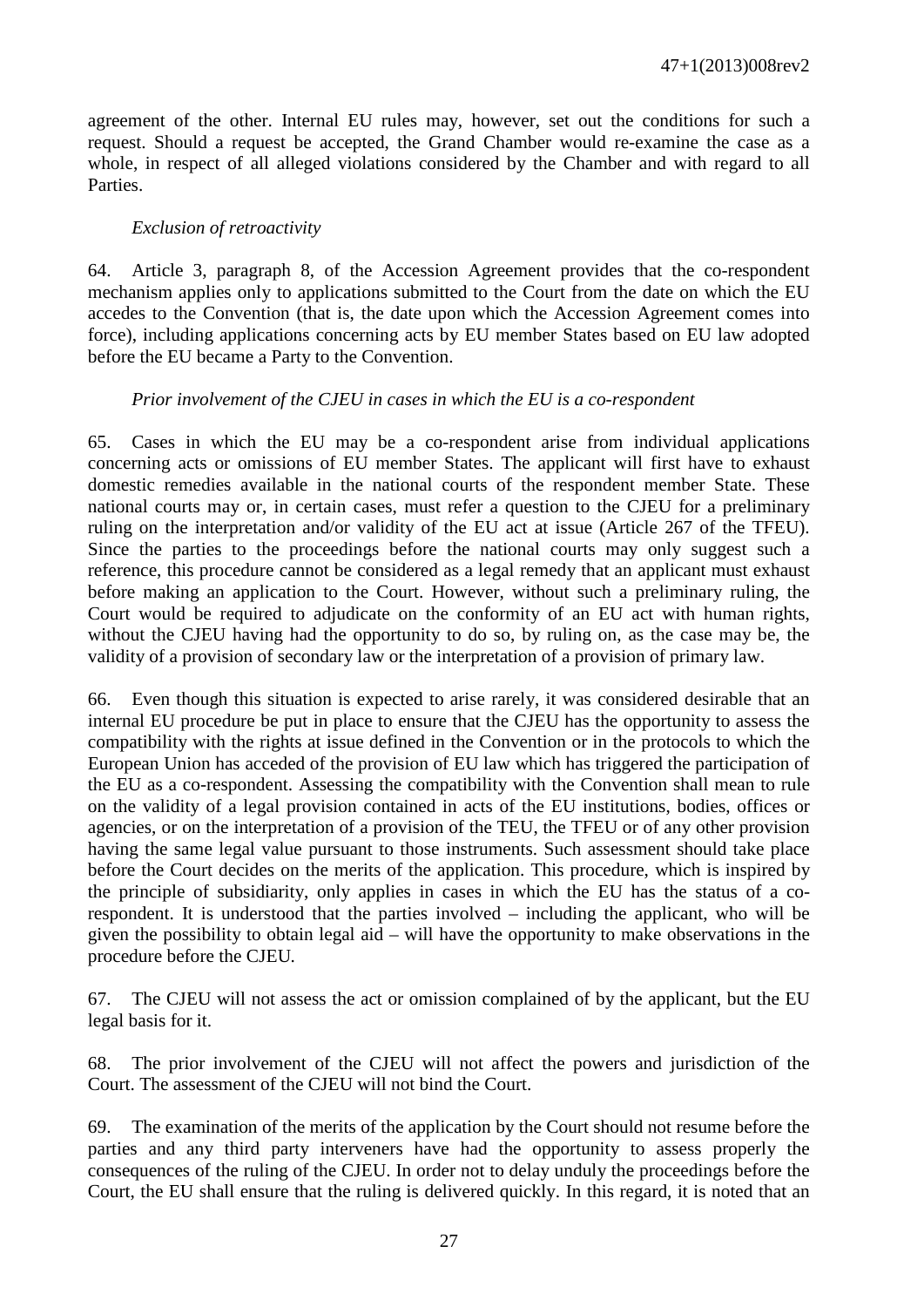agreement of the other. Internal EU rules may, however, set out the conditions for such a request. Should a request be accepted, the Grand Chamber would re-examine the case as a whole, in respect of all alleged violations considered by the Chamber and with regard to all Parties.

*Exclusion of retroactivity*

64. Article 3, paragraph 8, of the Accession Agreement provides that the co-respondent mechanism applies only to applications submitted to the Court from the date on which the EU accedes to the Convention (that is, the date upon which the Accession Agreement comes into force), including applications concerning acts by EU member States based on EU law adopted before the EU became a Party to the Convention.

*Prior involvement of the CJEU in cases in which the EU is a co-respondent*

65. Cases in which the EU may be a co-respondent arise from individual applications concerning acts or omissions of EU member States. The applicant will first have to exhaust domestic remedies available in the national courts of the respondent member State. These national courts may or, in certain cases, must refer a question to the CJEU for a preliminary ruling on the interpretation and/or validity of the EU act at issue (Article 267 of the TFEU). Since the parties to the proceedings before the national courts may only suggest such a reference, this procedure cannot be considered as a legal remedy that an applicant must exhaust before making an application to the Court. However, without such a preliminary ruling, the Court would be required to adjudicate on the conformity of an EU act with human rights, without the CJEU having had the opportunity to do so, by ruling on, as the case may be, the validity of a provision of secondary law or the interpretation of a provision of primary law.

66. Even though this situation is expected to arise rarely, it was considered desirable that an internal EU procedure be put in place to ensure that the CJEU has the opportunity to assess the compatibility with the rights at issue defined in the Convention or in the protocols to which the European Union has acceded of the provision of EU law which has triggered the participation of the EU as a co-respondent. Assessing the compatibility with the Convention shall mean to rule on the validity of a legal provision contained in acts of the EU institutions, bodies, offices or agencies, or on the interpretation of a provision of the TEU, the TFEU or of any other provision having the same legal value pursuant to those instruments. Such assessment should take place before the Court decides on the merits of the application. This procedure, which is inspired by the principle of subsidiarity, only applies in cases in which the EU has the status of a co-respondent. It is understood that the parties involved – including the applicant, who will be given the possibility to obtain legal aid – will have the opportunity to make observations in the procedure before the CJEU.

67. The CJEU will not assess the act or omission complained of by the applicant, but the EU legal basis for it.

68. The prior involvement of the CJEU will not affect the powers and jurisdiction of the Court. The assessment of the CJEU will not bind the Court.

69. The examination of the merits of the application by the Court should not resume before the parties and any third party interveners have had the opportunity to assess properly the consequences of the ruling of the CJEU. In order not to delay unduly the proceedings before the Court, the EU shall ensure that the ruling is delivered quickly. In this regard, it is noted that an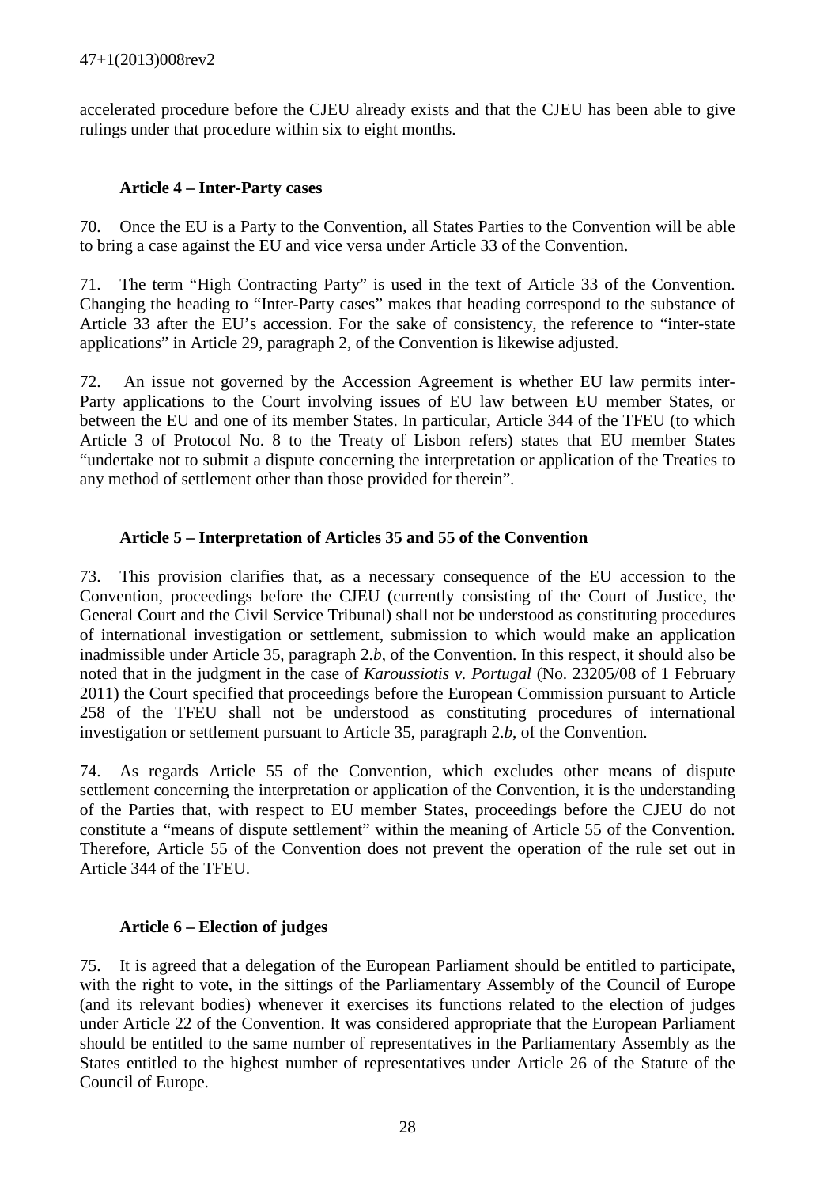accelerated procedure before the CJEU already exists and that the CJEU has been able to give rulings under that procedure within six to eight months.

### Article 4 – Inter-Party cases

70. Once the EU is a Party to the Convention, all States Parties to the Convention will be able to bring a case against the EU and vice versa under Article 33 of the Convention.

71. The term "High Contracting Party" is used in the text of Article 33 of the Convention. Changing the heading to "Inter-Party cases" makes that heading correspond to the substance of Article 33 after the EU's accession. For the sake of consistency, the reference to "inter-state applications" in Article 29, paragraph 2, of the Convention is likewise adjusted.

72. An issue not governed by the Accession Agreement is whether EU law permits inter-Party applications to the Court involving issues of EU law between EU member States, or between the EU and one of its member States. In particular, Article 344 of the TFEU (to which Article 3 of Protocol No. 8 to the Treaty of Lisbon refers) states that EU member States "undertake not to submit a dispute concerning the interpretation or application of the Treaties to any method of settlement other than those provided for therein".

### Article 5 – Interpretation of Articles 35 and 55 of the Convention

73. This provision clarifies that, as a necessary consequence of the EU accession to the Convention, proceedings before the CJEU (currently consisting of the Court of Justice, the General Court and the Civil Service Tribunal) shall not be understood as constituting procedures of international investigation or settlement, submission to which would make an application inadmissible under Article 35, paragraph 2.*b*, of the Convention. In this respect, it should also be noted that in the judgment in the case of *Karoussiotis v. Portugal* (No. 23205/08 of 1 February 2011) the Court specified that proceedings before the European Commission pursuant to Article 258 of the TFEU shall not be understood as constituting procedures of international investigation or settlement pursuant to Article 35, paragraph 2.*b*, of the Convention.

74. As regards Article 55 of the Convention, which excludes other means of dispute settlement concerning the interpretation or application of the Convention, it is the understanding of the Parties that, with respect to EU member States, proceedings before the CJEU do not constitute a "means of dispute settlement" within the meaning of Article 55 of the Convention. Therefore, Article 55 of the Convention does not prevent the operation of the rule set out in Article 344 of the TFEU.

### Article 6 – Election of judges

75. It is agreed that a delegation of the European Parliament should be entitled to participate, with the right to vote, in the sittings of the Parliamentary Assembly of the Council of Europe (and its relevant bodies) whenever it exercises its functions related to the election of judges under Article 22 of the Convention. It was considered appropriate that the European Parliament should be entitled to the same number of representatives in the Parliamentary Assembly as the States entitled to the highest number of representatives under Article 26 of the Statute of the Council of Europe.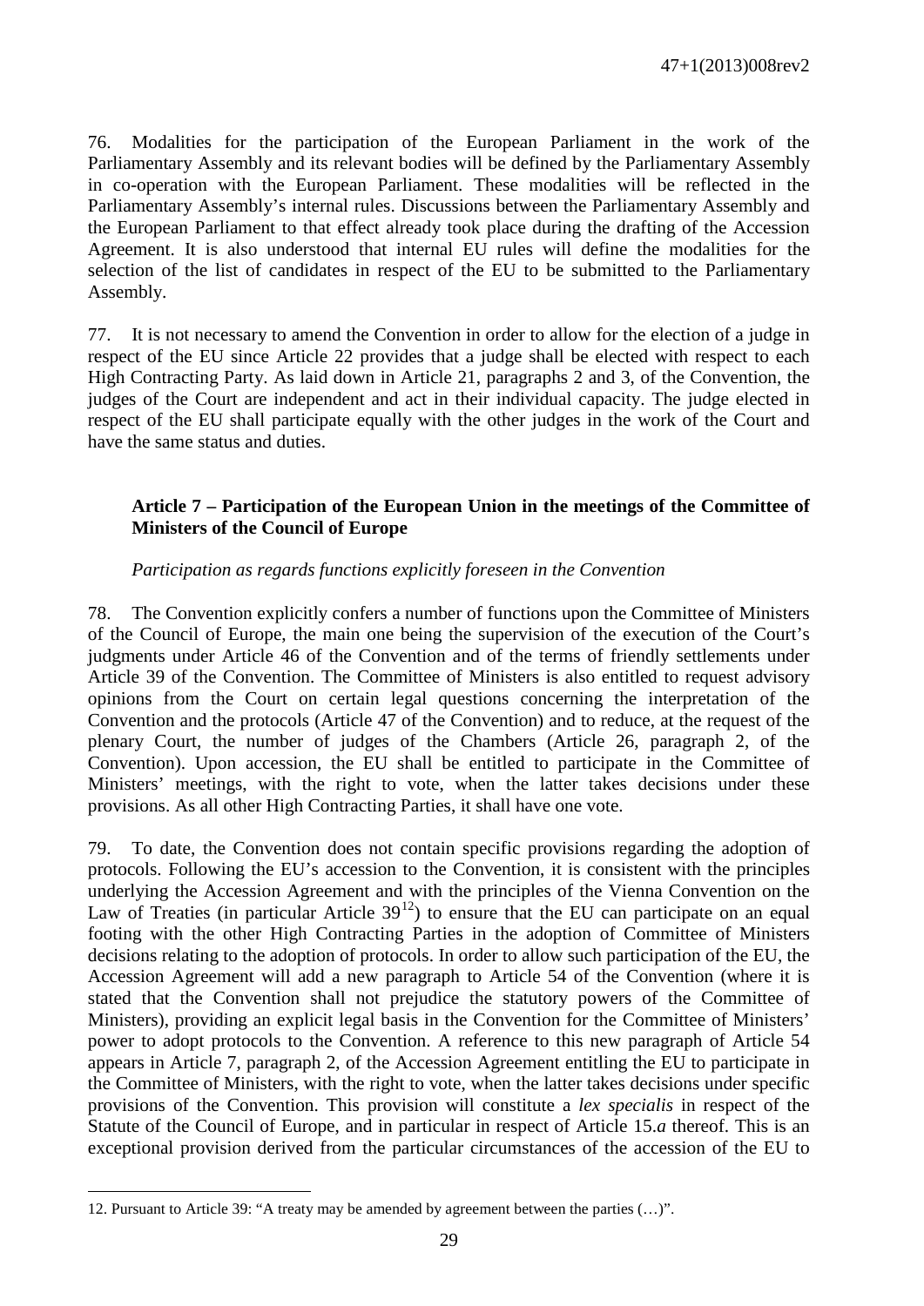76. Modalities for the participation of the European Parliament in the work of the Parliamentary Assembly and its relevant bodies will be defined by the Parliamentary Assembly in co-operation with the European Parliament. These modalities will be reflected in the Parliamentary Assembly's internal rules. Discussions between the Parliamentary Assembly and the European Parliament to that effect already took place during the drafting of the Accession Agreement. It is also understood that internal EU rules will define the modalities for the selection of the list of candidates in respect of the EU to be submitted to the Parliamentary Assembly.

77. It is not necessary to amend the Convention in order to allow for the election of a judge in respect of the EU since Article 22 provides that a judge shall be elected with respect to each High Contracting Party. As laid down in Article 21, paragraphs 2 and 3, of the Convention, the judges of the Court are independent and act in their individual capacity. The judge elected in respect of the EU shall participate equally with the other judges in the work of the Court and have the same status and duties.

### Article 7 – Participation of the European Union in the meetings of the Committee of Ministers of the Council of Europe

*Participation as regards functions explicitly foreseen in the Convention*

78. The Convention explicitly confers a number of functions upon the Committee of Ministers of the Council of Europe, the main one being the supervision of the execution of the Court's judgments under Article 46 of the Convention and of the terms of friendly settlements under Article 39 of the Convention. The Committee of Ministers is also entitled to request advisory opinions from the Court on certain legal questions concerning the interpretation of the Convention and the protocols (Article 47 of the Convention) and to reduce, at the request of the plenary Court, the number of judges of the Chambers (Article 26, paragraph 2, of the Convention). Upon accession, the EU shall be entitled to participate in the Committee of Ministers' meetings, with the right to vote, when the latter takes decisions under these provisions. As all other High Contracting Parties, it shall have one vote.

79. To date, the Convention does not contain specific provisions regarding the adoption of protocols. Following the EU's accession to the Convention, it is consistent with the principles underlying the Accession Agreement and with the principles of the Vienna Convention on the Law of Treaties (in particular Article 39[12]) to ensure that the EU can participate on an equal footing with the other High Contracting Parties in the adoption of Committee of Ministers decisions relating to the adoption of protocols. In order to allow such participation of the EU, the Accession Agreement will add a new paragraph to Article 54 of the Convention (where it is stated that the Convention shall not prejudice the statutory powers of the Committee of Ministers), providing an explicit legal basis in the Convention for the Committee of Ministers' power to adopt protocols to the Convention. A reference to this new paragraph of Article 54 appears in Article 7, paragraph 2, of the Accession Agreement entitling the EU to participate in the Committee of Ministers, with the right to vote, when the latter takes decisions under specific provisions of the Convention. This provision will constitute a *lex specialis* in respect of the Statute of the Council of Europe, and in particular in respect of Article 15.*a* thereof. This is an exceptional provision derived from the particular circumstances of the accession of the EU to

---

12. Pursuant to Article 39: "A treaty may be amended by agreement between the parties (…)".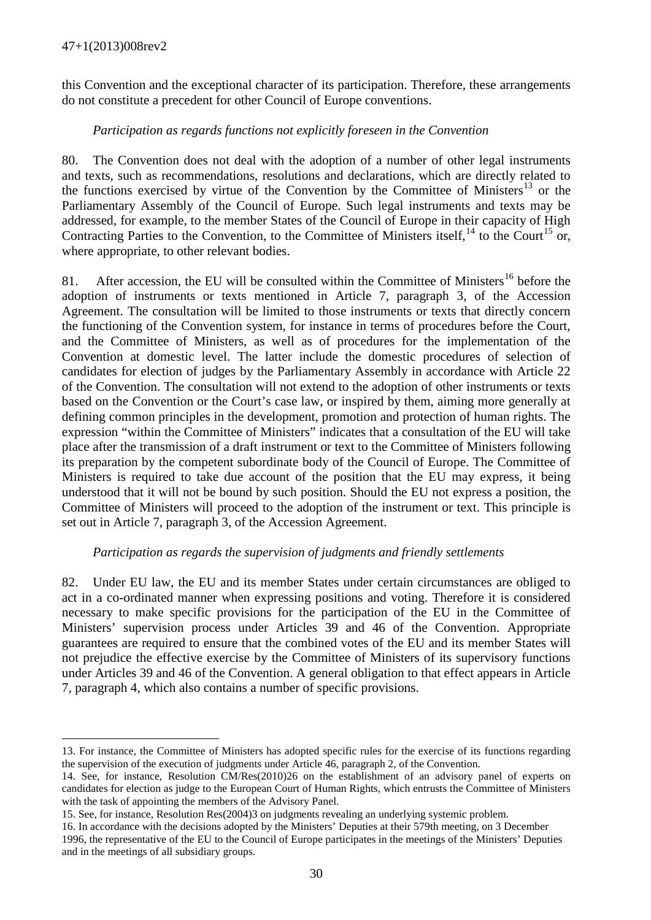this Convention and the exceptional character of its participation. Therefore, these arrangements do not constitute a precedent for other Council of Europe conventions.

*Participation as regards functions not explicitly foreseen in the Convention*

80. The Convention does not deal with the adoption of a number of other legal instruments and texts, such as recommendations, resolutions and declarations, which are directly related to the functions exercised by virtue of the Convention by the Committee of Ministers[13] or the Parliamentary Assembly of the Council of Europe. Such legal instruments and texts may be addressed, for example, to the member States of the Council of Europe in their capacity of High Contracting Parties to the Convention, to the Committee of Ministers itself,[14] to the Court[15] or, where appropriate, to other relevant bodies.

81. After accession, the EU will be consulted within the Committee of Ministers[16] before the adoption of instruments or texts mentioned in Article 7, paragraph 3, of the Accession Agreement. The consultation will be limited to those instruments or texts that directly concern the functioning of the Convention system, for instance in terms of procedures before the Court, and the Committee of Ministers, as well as of procedures for the implementation of the Convention at domestic level. The latter include the domestic procedures of selection of candidates for election of judges by the Parliamentary Assembly in accordance with Article 22 of the Convention. The consultation will not extend to the adoption of other instruments or texts based on the Convention or the Court's case law, or inspired by them, aiming more generally at defining common principles in the development, promotion and protection of human rights. The expression "within the Committee of Ministers" indicates that a consultation of the EU will take place after the transmission of a draft instrument or text to the Committee of Ministers following its preparation by the competent subordinate body of the Council of Europe. The Committee of Ministers is required to take due account of the position that the EU may express, it being understood that it will not be bound by such position. Should the EU not express a position, the Committee of Ministers will proceed to the adoption of the instrument or text. This principle is set out in Article 7, paragraph 3, of the Accession Agreement.

*Participation as regards the supervision of judgments and friendly settlements*

82. Under EU law, the EU and its member States under certain circumstances are obliged to act in a co-ordinated manner when expressing positions and voting. Therefore it is considered necessary to make specific provisions for the participation of the EU in the Committee of Ministers' supervision process under Articles 39 and 46 of the Convention. Appropriate guarantees are required to ensure that the combined votes of the EU and its member States will not prejudice the effective exercise by the Committee of Ministers of its supervisory functions under Articles 39 and 46 of the Convention. A general obligation to that effect appears in Article 7, paragraph 4, which also contains a number of specific provisions.

---

13. For instance, the Committee of Ministers has adopted specific rules for the exercise of its functions regarding the supervision of the execution of judgments under Article 46, paragraph 2, of the Convention.

14. See, for instance, Resolution CM/Res(2010)26 on the establishment of an advisory panel of experts on candidates for election as judge to the European Court of Human Rights, which entrusts the Committee of Ministers with the task of appointing the members of the Advisory Panel.

15. See, for instance, Resolution Res(2004)3 on judgments revealing an underlying systemic problem.

16. In accordance with the decisions adopted by the Ministers' Deputies at their 579th meeting, on 3 December 1996, the representative of the EU to the Council of Europe participates in the meetings of the Ministers' Deputies and in the meetings of all subsidiary groups.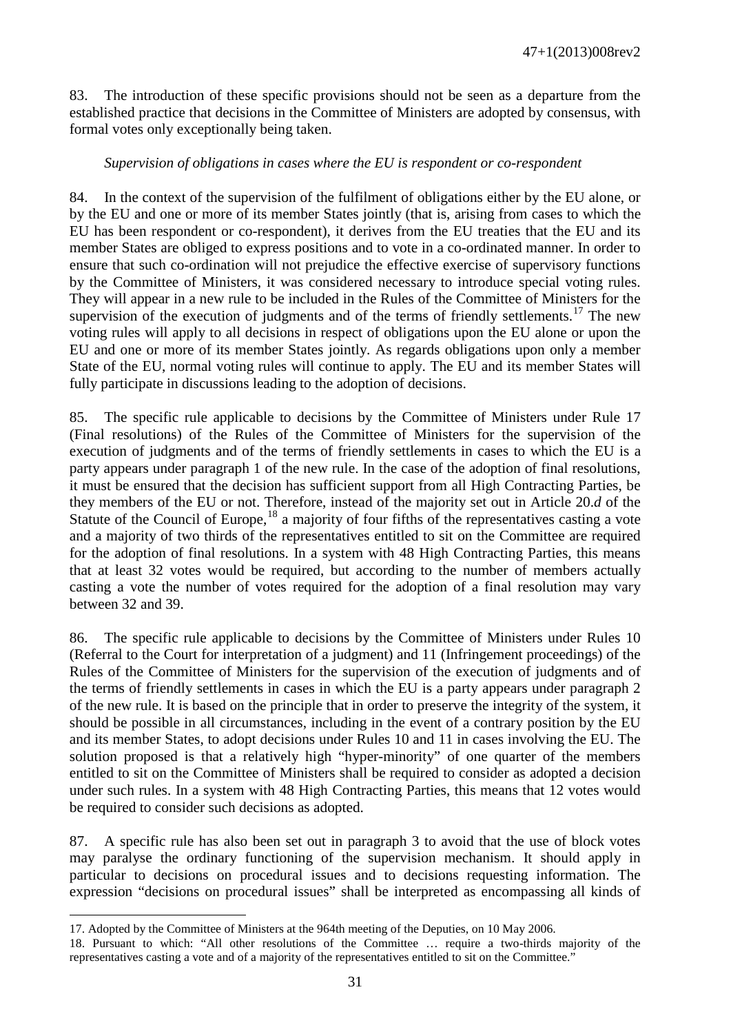83. The introduction of these specific provisions should not be seen as a departure from the established practice that decisions in the Committee of Ministers are adopted by consensus, with formal votes only exceptionally being taken.

*Supervision of obligations in cases where the EU is respondent or co-respondent*

84. In the context of the supervision of the fulfilment of obligations either by the EU alone, or by the EU and one or more of its member States jointly (that is, arising from cases to which the EU has been respondent or co-respondent), it derives from the EU treaties that the EU and its member States are obliged to express positions and to vote in a co-ordinated manner. In order to ensure that such co-ordination will not prejudice the effective exercise of supervisory functions by the Committee of Ministers, it was considered necessary to introduce special voting rules. They will appear in a new rule to be included in the Rules of the Committee of Ministers for the supervision of the execution of judgments and of the terms of friendly settlements.[17] The new voting rules will apply to all decisions in respect of obligations upon the EU alone or upon the EU and one or more of its member States jointly. As regards obligations upon only a member State of the EU, normal voting rules will continue to apply. The EU and its member States will fully participate in discussions leading to the adoption of decisions.

85. The specific rule applicable to decisions by the Committee of Ministers under Rule 17 (Final resolutions) of the Rules of the Committee of Ministers for the supervision of the execution of judgments and of the terms of friendly settlements in cases to which the EU is a party appears under paragraph 1 of the new rule. In the case of the adoption of final resolutions, it must be ensured that the decision has sufficient support from all High Contracting Parties, be they members of the EU or not. Therefore, instead of the majority set out in Article 20.*d* of the Statute of the Council of Europe,[18] a majority of four fifths of the representatives casting a vote and a majority of two thirds of the representatives entitled to sit on the Committee are required for the adoption of final resolutions. In a system with 48 High Contracting Parties, this means that at least 32 votes would be required, but according to the number of members actually casting a vote the number of votes required for the adoption of a final resolution may vary between 32 and 39.

86. The specific rule applicable to decisions by the Committee of Ministers under Rules 10 (Referral to the Court for interpretation of a judgment) and 11 (Infringement proceedings) of the Rules of the Committee of Ministers for the supervision of the execution of judgments and of the terms of friendly settlements in cases in which the EU is a party appears under paragraph 2 of the new rule. It is based on the principle that in order to preserve the integrity of the system, it should be possible in all circumstances, including in the event of a contrary position by the EU and its member States, to adopt decisions under Rules 10 and 11 in cases involving the EU. The solution proposed is that a relatively high "hyper-minority" of one quarter of the members entitled to sit on the Committee of Ministers shall be required to consider as adopted a decision under such rules. In a system with 48 High Contracting Parties, this means that 12 votes would be required to consider such decisions as adopted.

87. A specific rule has also been set out in paragraph 3 to avoid that the use of block votes may paralyse the ordinary functioning of the supervision mechanism. It should apply in particular to decisions on procedural issues and to decisions requesting information. The expression "decisions on procedural issues" shall be interpreted as encompassing all kinds of

---

17. Adopted by the Committee of Ministers at the 964th meeting of the Deputies, on 10 May 2006.

18. Pursuant to which: "All other resolutions of the Committee … require a two-thirds majority of the representatives casting a vote and of a majority of the representatives entitled to sit on the Committee."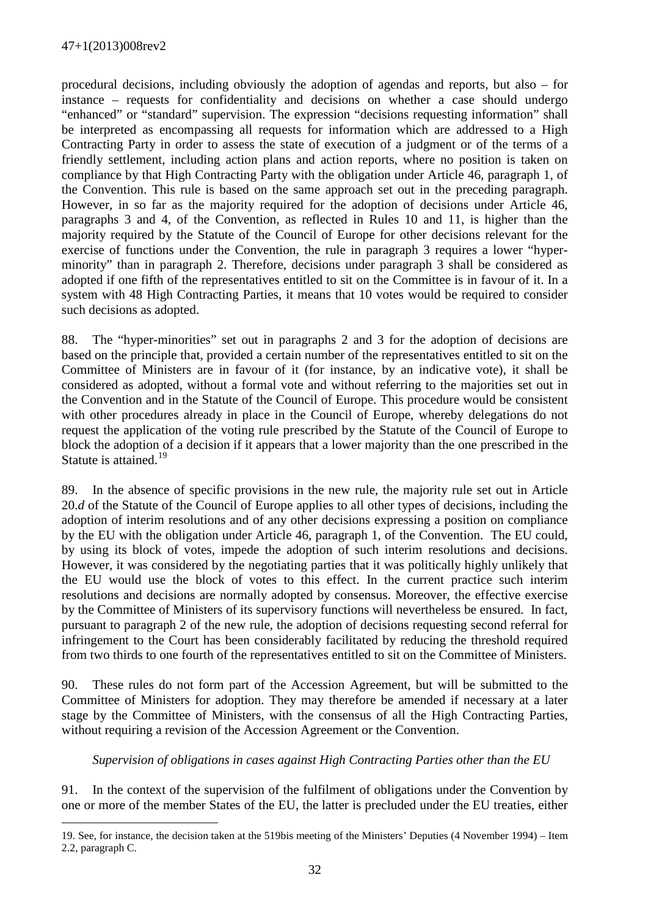procedural decisions, including obviously the adoption of agendas and reports, but also – for instance – requests for confidentiality and decisions on whether a case should undergo "enhanced" or "standard" supervision. The expression "decisions requesting information" shall be interpreted as encompassing all requests for information which are addressed to a High Contracting Party in order to assess the state of execution of a judgment or of the terms of a friendly settlement, including action plans and action reports, where no position is taken on compliance by that High Contracting Party with the obligation under Article 46, paragraph 1, of the Convention. This rule is based on the same approach set out in the preceding paragraph. However, in so far as the majority required for the adoption of decisions under Article 46, paragraphs 3 and 4, of the Convention, as reflected in Rules 10 and 11, is higher than the majority required by the Statute of the Council of Europe for other decisions relevant for the exercise of functions under the Convention, the rule in paragraph 3 requires a lower "hyper-minority" than in paragraph 2. Therefore, decisions under paragraph 3 shall be considered as adopted if one fifth of the representatives entitled to sit on the Committee is in favour of it. In a system with 48 High Contracting Parties, it means that 10 votes would be required to consider such decisions as adopted.

88. The "hyper-minorities" set out in paragraphs 2 and 3 for the adoption of decisions are based on the principle that, provided a certain number of the representatives entitled to sit on the Committee of Ministers are in favour of it (for instance, by an indicative vote), it shall be considered as adopted, without a formal vote and without referring to the majorities set out in the Convention and in the Statute of the Council of Europe. This procedure would be consistent with other procedures already in place in the Council of Europe, whereby delegations do not request the application of the voting rule prescribed by the Statute of the Council of Europe to block the adoption of a decision if it appears that a lower majority than the one prescribed in the Statute is attained.[19]

89. In the absence of specific provisions in the new rule, the majority rule set out in Article 20.*d* of the Statute of the Council of Europe applies to all other types of decisions, including the adoption of interim resolutions and of any other decisions expressing a position on compliance by the EU with the obligation under Article 46, paragraph 1, of the Convention. The EU could, by using its block of votes, impede the adoption of such interim resolutions and decisions. However, it was considered by the negotiating parties that it was politically highly unlikely that the EU would use the block of votes to this effect. In the current practice such interim resolutions and decisions are normally adopted by consensus. Moreover, the effective exercise by the Committee of Ministers of its supervisory functions will nevertheless be ensured. In fact, pursuant to paragraph 2 of the new rule, the adoption of decisions requesting second referral for infringement to the Court has been considerably facilitated by reducing the threshold required from two thirds to one fourth of the representatives entitled to sit on the Committee of Ministers.

90. These rules do not form part of the Accession Agreement, but will be submitted to the Committee of Ministers for adoption. They may therefore be amended if necessary at a later stage by the Committee of Ministers, with the consensus of all the High Contracting Parties, without requiring a revision of the Accession Agreement or the Convention.

*Supervision of obligations in cases against High Contracting Parties other than the EU*

91. In the context of the supervision of the fulfilment of obligations under the Convention by one or more of the member States of the EU, the latter is precluded under the EU treaties, either

---

19. See, for instance, the decision taken at the 519bis meeting of the Ministers' Deputies (4 November 1994) – Item 2.2, paragraph C.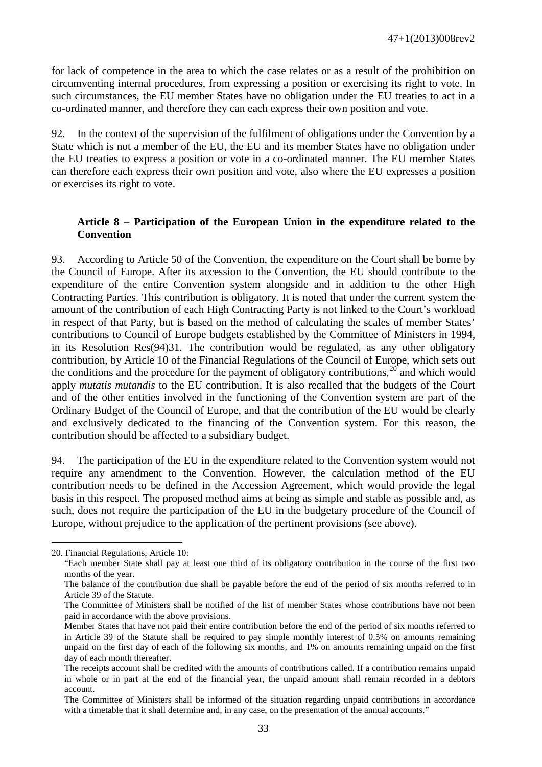for lack of competence in the area to which the case relates or as a result of the prohibition on circumventing internal procedures, from expressing a position or exercising its right to vote. In such circumstances, the EU member States have no obligation under the EU treaties to act in a co-ordinated manner, and therefore they can each express their own position and vote.

92. In the context of the supervision of the fulfilment of obligations under the Convention by a State which is not a member of the EU, the EU and its member States have no obligation under the EU treaties to express a position or vote in a co-ordinated manner. The EU member States can therefore each express their own position and vote, also where the EU expresses a position or exercises its right to vote.

### Article 8 – Participation of the European Union in the expenditure related to the Convention

93. According to Article 50 of the Convention, the expenditure on the Court shall be borne by the Council of Europe. After its accession to the Convention, the EU should contribute to the expenditure of the entire Convention system alongside and in addition to the other High Contracting Parties. This contribution is obligatory. It is noted that under the current system the amount of the contribution of each High Contracting Party is not linked to the Court's workload in respect of that Party, but is based on the method of calculating the scales of member States' contributions to Council of Europe budgets established by the Committee of Ministers in 1994, in its Resolution Res(94)31. The contribution would be regulated, as any other obligatory contribution, by Article 10 of the Financial Regulations of the Council of Europe, which sets out the conditions and the procedure for the payment of obligatory contributions,[20] and which would apply *mutatis mutandis* to the EU contribution. It is also recalled that the budgets of the Court and of the other entities involved in the functioning of the Convention system are part of the Ordinary Budget of the Council of Europe, and that the contribution of the EU would be clearly and exclusively dedicated to the financing of the Convention system. For this reason, the contribution should be affected to a subsidiary budget.

94. The participation of the EU in the expenditure related to the Convention system would not require any amendment to the Convention. However, the calculation method of the EU contribution needs to be defined in the Accession Agreement, which would provide the legal basis in this respect. The proposed method aims at being as simple and stable as possible and, as such, does not require the participation of the EU in the budgetary procedure of the Council of Europe, without prejudice to the application of the pertinent provisions (see above).

---

20. Financial Regulations, Article 10:

"Each member State shall pay at least one third of its obligatory contribution in the course of the first two months of the year.

The balance of the contribution due shall be payable before the end of the period of six months referred to in Article 39 of the Statute.

The Committee of Ministers shall be notified of the list of member States whose contributions have not been paid in accordance with the above provisions.

Member States that have not paid their entire contribution before the end of the period of six months referred to in Article 39 of the Statute shall be required to pay simple monthly interest of 0.5% on amounts remaining unpaid on the first day of each of the following six months, and 1% on amounts remaining unpaid on the first day of each month thereafter.

The receipts account shall be credited with the amounts of contributions called. If a contribution remains unpaid in whole or in part at the end of the financial year, the unpaid amount shall remain recorded in a debtors account.

The Committee of Ministers shall be informed of the situation regarding unpaid contributions in accordance with a timetable that it shall determine and, in any case, on the presentation of the annual accounts."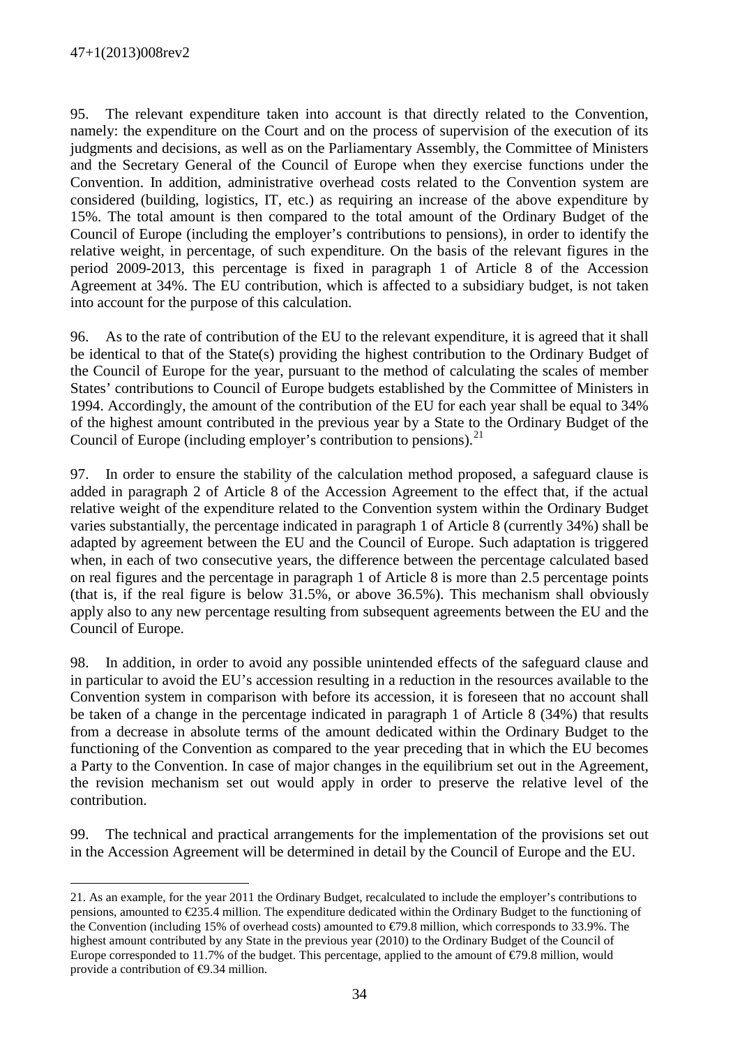95. The relevant expenditure taken into account is that directly related to the Convention, namely: the expenditure on the Court and on the process of supervision of the execution of its judgments and decisions, as well as on the Parliamentary Assembly, the Committee of Ministers and the Secretary General of the Council of Europe when they exercise functions under the Convention. In addition, administrative overhead costs related to the Convention system are considered (building, logistics, IT, etc.) as requiring an increase of the above expenditure by 15%. The total amount is then compared to the total amount of the Ordinary Budget of the Council of Europe (including the employer's contributions to pensions), in order to identify the relative weight, in percentage, of such expenditure. On the basis of the relevant figures in the period 2009-2013, this percentage is fixed in paragraph 1 of Article 8 of the Accession Agreement at 34%. The EU contribution, which is affected to a subsidiary budget, is not taken into account for the purpose of this calculation.

96. As to the rate of contribution of the EU to the relevant expenditure, it is agreed that it shall be identical to that of the State(s) providing the highest contribution to the Ordinary Budget of the Council of Europe for the year, pursuant to the method of calculating the scales of member States' contributions to Council of Europe budgets established by the Committee of Ministers in 1994. Accordingly, the amount of the contribution of the EU for each year shall be equal to 34% of the highest amount contributed in the previous year by a State to the Ordinary Budget of the Council of Europe (including employer's contribution to pensions).[21]

97. In order to ensure the stability of the calculation method proposed, a safeguard clause is added in paragraph 2 of Article 8 of the Accession Agreement to the effect that, if the actual relative weight of the expenditure related to the Convention system within the Ordinary Budget varies substantially, the percentage indicated in paragraph 1 of Article 8 (currently 34%) shall be adapted by agreement between the EU and the Council of Europe. Such adaptation is triggered when, in each of two consecutive years, the difference between the percentage calculated based on real figures and the percentage in paragraph 1 of Article 8 is more than 2.5 percentage points (that is, if the real figure is below 31.5%, or above 36.5%). This mechanism shall obviously apply also to any new percentage resulting from subsequent agreements between the EU and the Council of Europe.

98. In addition, in order to avoid any possible unintended effects of the safeguard clause and in particular to avoid the EU's accession resulting in a reduction in the resources available to the Convention system in comparison with before its accession, it is foreseen that no account shall be taken of a change in the percentage indicated in paragraph 1 of Article 8 (34%) that results from a decrease in absolute terms of the amount dedicated within the Ordinary Budget to the functioning of the Convention as compared to the year preceding that in which the EU becomes a Party to the Convention. In case of major changes in the equilibrium set out in the Agreement, the revision mechanism set out would apply in order to preserve the relative level of the contribution.

99. The technical and practical arrangements for the implementation of the provisions set out in the Accession Agreement will be determined in detail by the Council of Europe and the EU.

---

21. As an example, for the year 2011 the Ordinary Budget, recalculated to include the employer's contributions to pensions, amounted to €235.4 million. The expenditure dedicated within the Ordinary Budget to the functioning of the Convention (including 15% of overhead costs) amounted to €79.8 million, which corresponds to 33.9%. The highest amount contributed by any State in the previous year (2010) to the Ordinary Budget of the Council of Europe corresponded to 11.7% of the budget. This percentage, applied to the amount of €79.8 million, would provide a contribution of €9.34 million.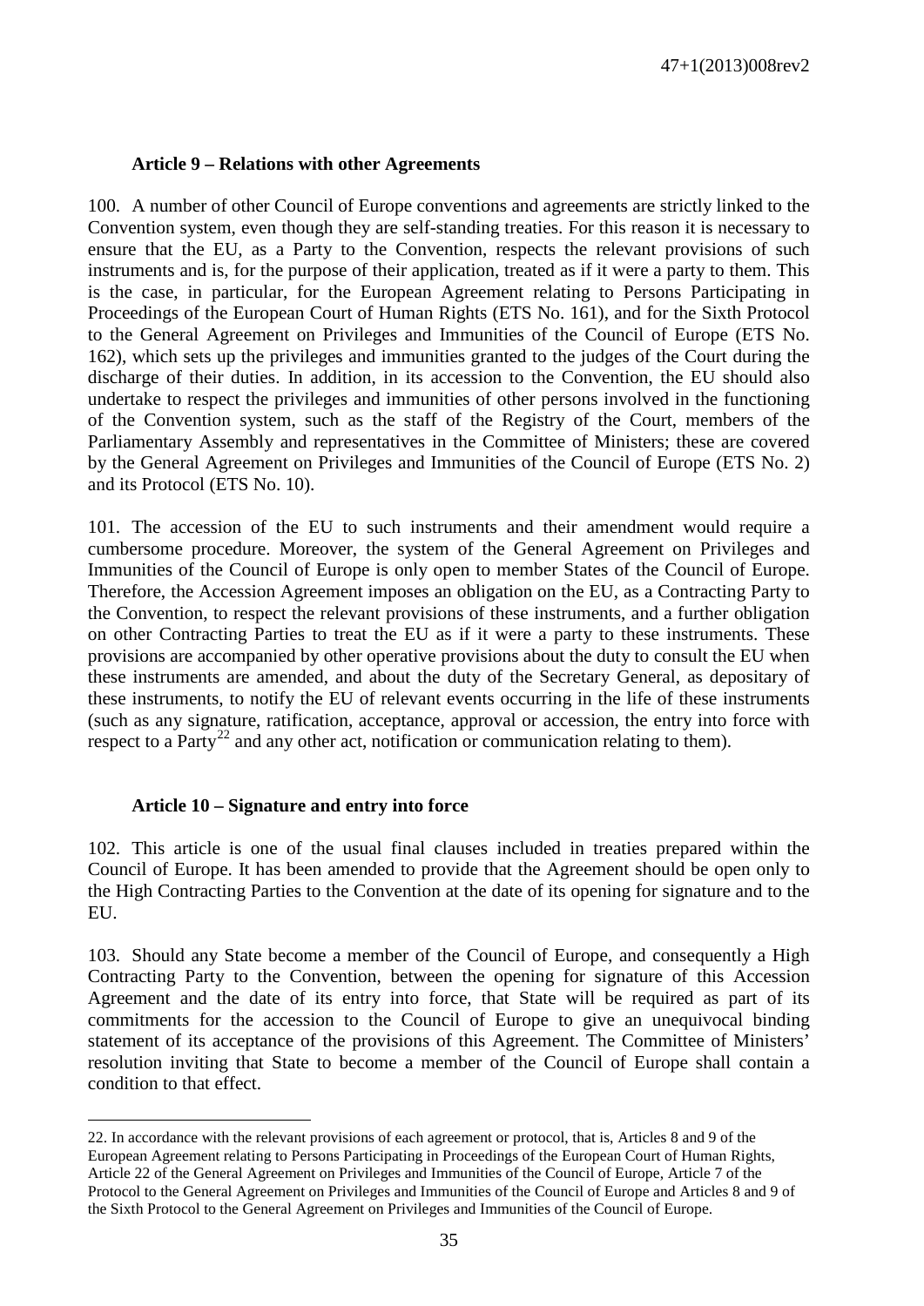### Article 9 – Relations with other Agreements

100. A number of other Council of Europe conventions and agreements are strictly linked to the Convention system, even though they are self-standing treaties. For this reason it is necessary to ensure that the EU, as a Party to the Convention, respects the relevant provisions of such instruments and is, for the purpose of their application, treated as if it were a party to them. This is the case, in particular, for the European Agreement relating to Persons Participating in Proceedings of the European Court of Human Rights (ETS No. 161), and for the Sixth Protocol to the General Agreement on Privileges and Immunities of the Council of Europe (ETS No. 162), which sets up the privileges and immunities granted to the judges of the Court during the discharge of their duties. In addition, in its accession to the Convention, the EU should also undertake to respect the privileges and immunities of other persons involved in the functioning of the Convention system, such as the staff of the Registry of the Court, members of the Parliamentary Assembly and representatives in the Committee of Ministers; these are covered by the General Agreement on Privileges and Immunities of the Council of Europe (ETS No. 2) and its Protocol (ETS No. 10).

101. The accession of the EU to such instruments and their amendment would require a cumbersome procedure. Moreover, the system of the General Agreement on Privileges and Immunities of the Council of Europe is only open to member States of the Council of Europe. Therefore, the Accession Agreement imposes an obligation on the EU, as a Contracting Party to the Convention, to respect the relevant provisions of these instruments, and a further obligation on other Contracting Parties to treat the EU as if it were a party to these instruments. These provisions are accompanied by other operative provisions about the duty to consult the EU when these instruments are amended, and about the duty of the Secretary General, as depositary of these instruments, to notify the EU of relevant events occurring in the life of these instruments (such as any signature, ratification, acceptance, approval or accession, the entry into force with respect to a Party[22] and any other act, notification or communication relating to them).

### Article 10 – Signature and entry into force

102. This article is one of the usual final clauses included in treaties prepared within the Council of Europe. It has been amended to provide that the Agreement should be open only to the High Contracting Parties to the Convention at the date of its opening for signature and to the EU.

103. Should any State become a member of the Council of Europe, and consequently a High Contracting Party to the Convention, between the opening for signature of this Accession Agreement and the date of its entry into force, that State will be required as part of its commitments for the accession to the Council of Europe to give an unequivocal binding statement of its acceptance of the provisions of this Agreement. The Committee of Ministers' resolution inviting that State to become a member of the Council of Europe shall contain a condition to that effect.

---

22. In accordance with the relevant provisions of each agreement or protocol, that is, Articles 8 and 9 of the European Agreement relating to Persons Participating in Proceedings of the European Court of Human Rights, Article 22 of the General Agreement on Privileges and Immunities of the Council of Europe, Article 7 of the Protocol to the General Agreement on Privileges and Immunities of the Council of Europe and Articles 8 and 9 of the Sixth Protocol to the General Agreement on Privileges and Immunities of the Council of Europe.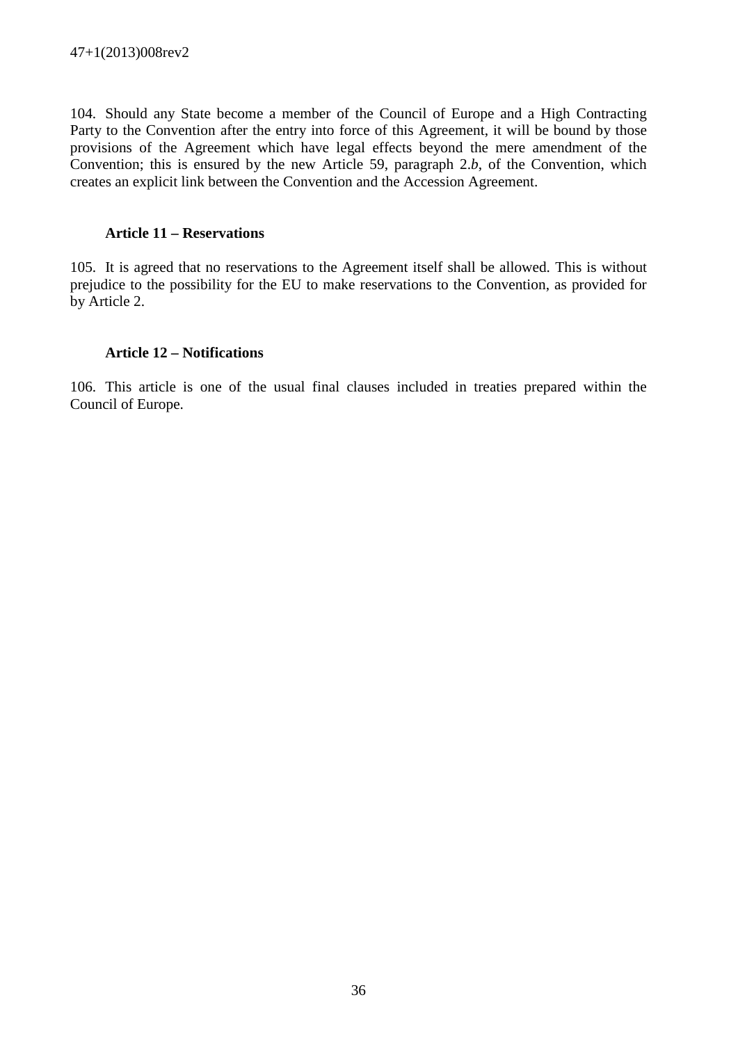104. Should any State become a member of the Council of Europe and a High Contracting Party to the Convention after the entry into force of this Agreement, it will be bound by those provisions of the Agreement which have legal effects beyond the mere amendment of the Convention; this is ensured by the new Article 59, paragraph 2.*b*, of the Convention, which creates an explicit link between the Convention and the Accession Agreement.

### Article 11 – Reservations

105. It is agreed that no reservations to the Agreement itself shall be allowed. This is without prejudice to the possibility for the EU to make reservations to the Convention, as provided for by Article 2.

### Article 12 – Notifications

106. This article is one of the usual final clauses included in treaties prepared within the Council of Europe.